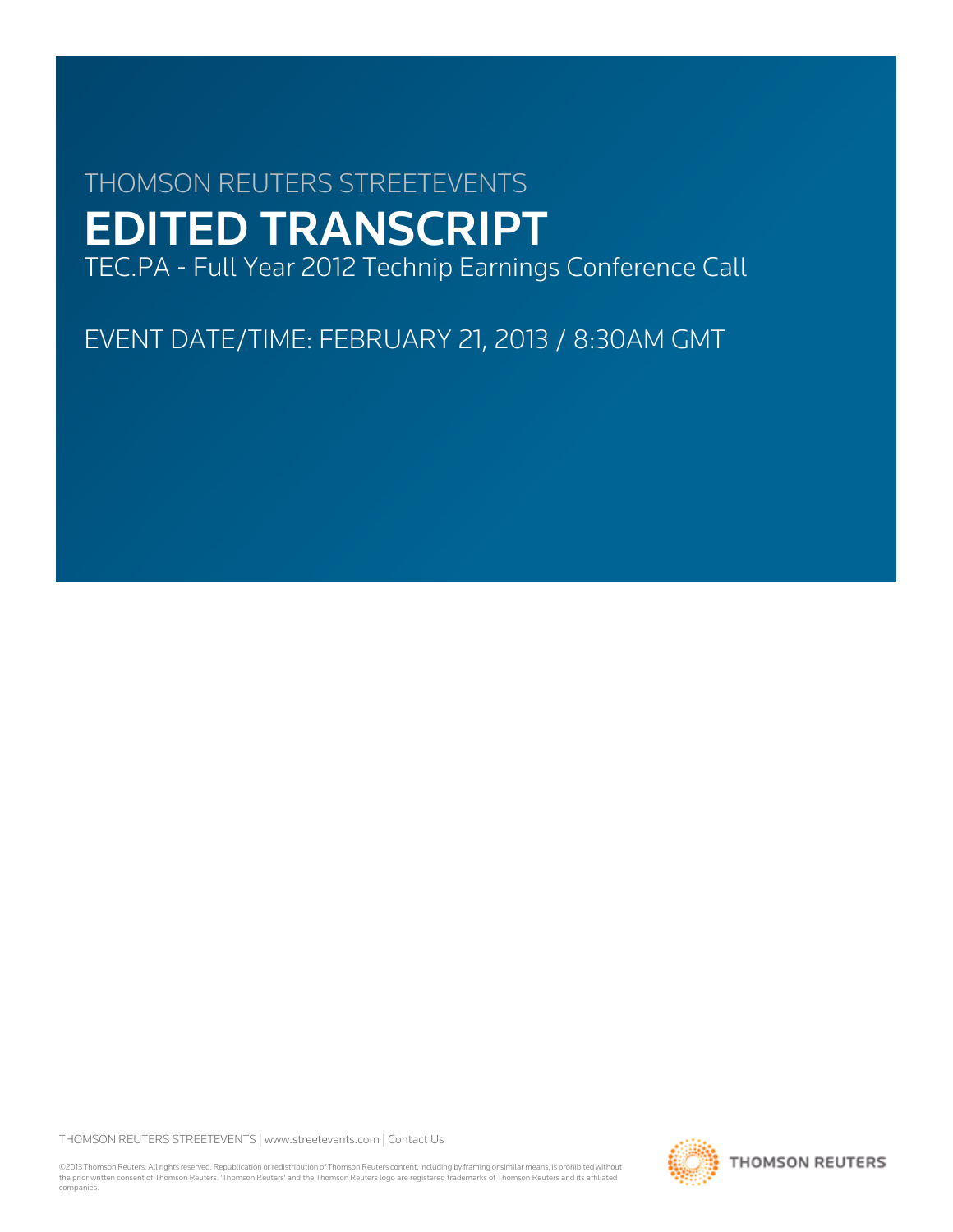THOMSON REUTERS STREETEVENTS

# EDITED TRANSCRIPT

TEC.PA - Full Year 2012 Technip Earnings Conference Call

EVENT DATE/TIME: FEBRUARY 21, 2013 / 8:30AM GMT

THOMSON REUTERS STREETEVENTS | www.streetevents.com | Contact Us

©2013 Thomson Reuters. All rights reserved. Republication or redistribution of Thomson Reuters content, including by framing or similar means, is prohibited without the prior written consent of Thomson Reuters. 'Thomson Reuters' and the Thomson Reuters logo are registered trademarks of Thomson Reuters and its affiliated companies.

THOMSON REUTERS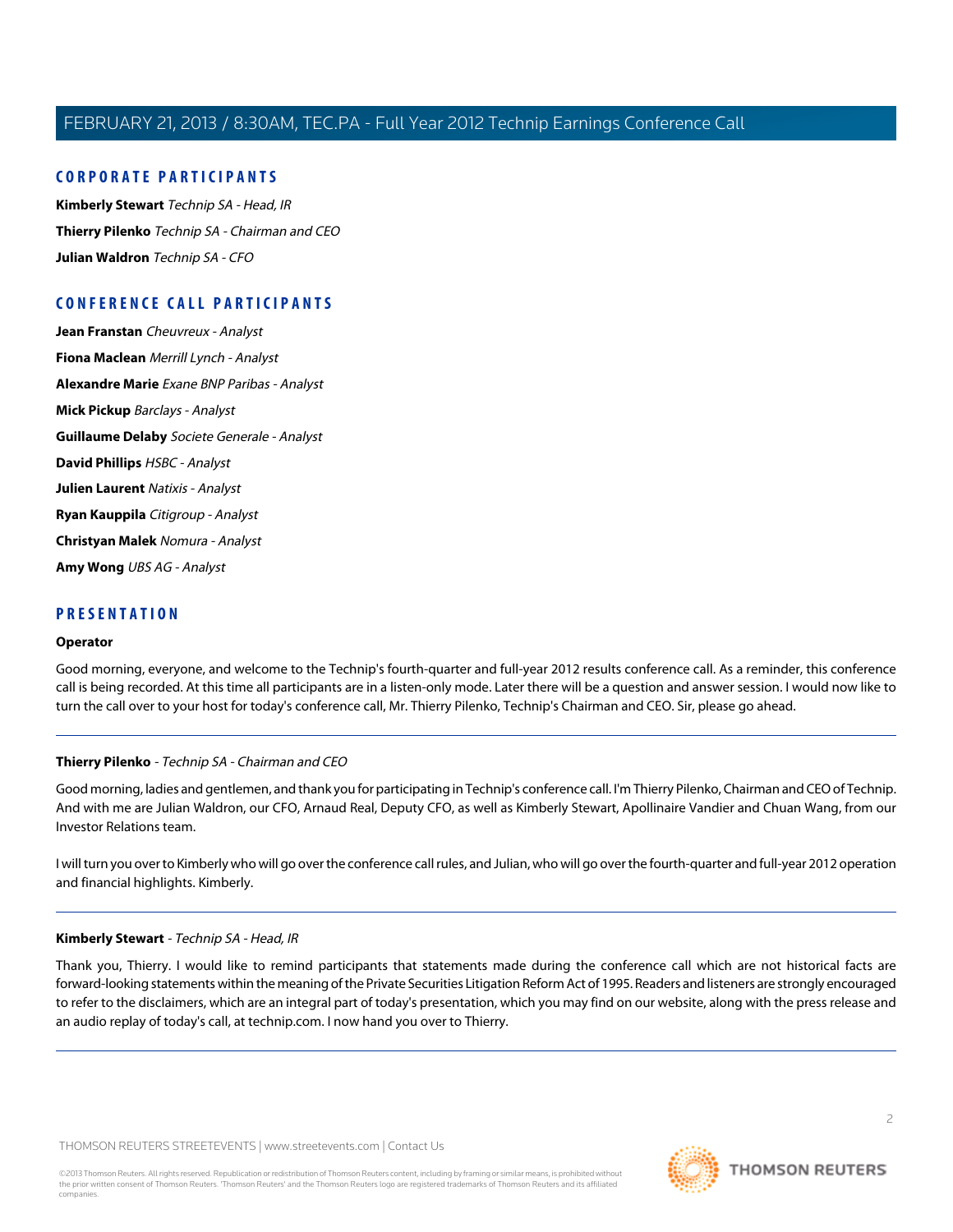## CORPORATE PARTICIPANTS

**Kimberly Stewart** *Technip SA - Head, IR*

**Thierry Pilenko** *Technip SA - Chairman and CEO*

**Julian Waldron** *Technip SA - CFO*

## CONFERENCE CALL PARTICIPANTS

**Jean Franstan** *Cheuvreux - Analyst*

**Fiona Maclean** *Merrill Lynch - Analyst*

**Alexandre Marie** *Exane BNP Paribas - Analyst*

**Mick Pickup** *Barclays - Analyst*

**Guillaume Delaby** *Societe Generale - Analyst*

**David Phillips** *HSBC - Analyst*

**Julien Laurent** *Natixis - Analyst*

**Ryan Kauppila** *Citigroup - Analyst*

**Christyan Malek** *Nomura - Analyst*

**Amy Wong** *UBS AG - Analyst*

## PRESENTATION

**Operator**

Good morning, everyone, and welcome to the Technip's fourth-quarter and full-year 2012 results conference call. As a reminder, this conference call is being recorded. At this time all participants are in a listen-only mode. Later there will be a question and answer session. I would now like to turn the call over to your host for today's conference call, Mr. Thierry Pilenko, Technip's Chairman and CEO. Sir, please go ahead.

---

**Thierry Pilenko** - *Technip SA - Chairman and CEO*

Good morning, ladies and gentlemen, and thank you for participating in Technip's conference call. I'm Thierry Pilenko, Chairman and CEO of Technip. And with me are Julian Waldron, our CFO, Arnaud Real, Deputy CFO, as well as Kimberly Stewart, Apollinaire Vandier and Chuan Wang, from our Investor Relations team.

I will turn you over to Kimberly who will go over the conference call rules, and Julian, who will go over the fourth-quarter and full-year 2012 operation and financial highlights. Kimberly.

---

**Kimberly Stewart** - *Technip SA - Head, IR*

Thank you, Thierry. I would like to remind participants that statements made during the conference call which are not historical facts are forward-looking statements within the meaning of the Private Securities Litigation Reform Act of 1995. Readers and listeners are strongly encouraged to refer to the disclaimers, which are an integral part of today's presentation, which you may find on our website, along with the press release and an audio replay of today's call, at technip.com. I now hand you over to Thierry.

---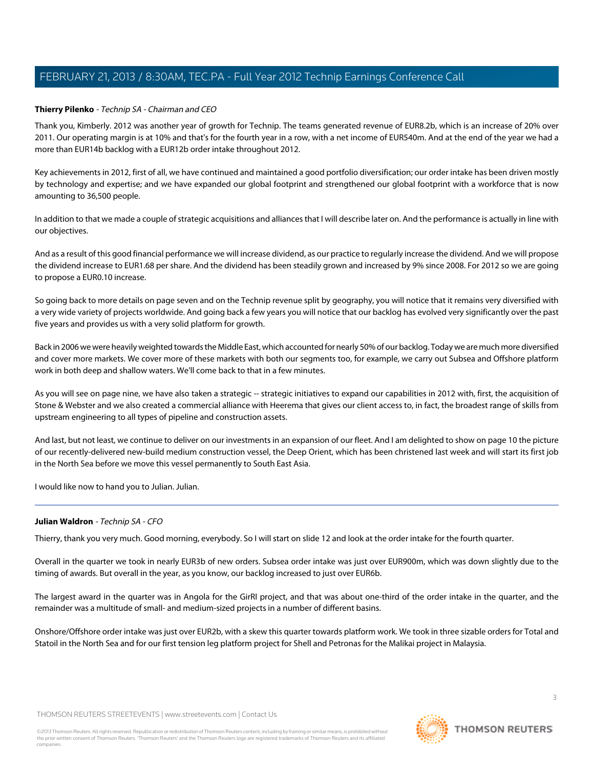**Thierry Pilenko** - *Technip SA - Chairman and CEO*

Thank you, Kimberly. 2012 was another year of growth for Technip. The teams generated revenue of EUR8.2b, which is an increase of 20% over 2011. Our operating margin is at 10% and that's for the fourth year in a row, with a net income of EUR540m. And at the end of the year we had a more than EUR14b backlog with a EUR12b order intake throughout 2012.

Key achievements in 2012, first of all, we have continued and maintained a good portfolio diversification; our order intake has been driven mostly by technology and expertise; and we have expanded our global footprint and strengthened our global footprint with a workforce that is now amounting to 36,500 people.

In addition to that we made a couple of strategic acquisitions and alliances that I will describe later on. And the performance is actually in line with our objectives.

And as a result of this good financial performance we will increase dividend, as our practice to regularly increase the dividend. And we will propose the dividend increase to EUR1.68 per share. And the dividend has been steadily grown and increased by 9% since 2008. For 2012 so we are going to propose a EUR0.10 increase.

So going back to more details on page seven and on the Technip revenue split by geography, you will notice that it remains very diversified with a very wide variety of projects worldwide. And going back a few years you will notice that our backlog has evolved very significantly over the past five years and provides us with a very solid platform for growth.

Back in 2006 we were heavily weighted towards the Middle East, which accounted for nearly 50% of our backlog. Today we are much more diversified and cover more markets. We cover more of these markets with both our segments too, for example, we carry out Subsea and Offshore platform work in both deep and shallow waters. We'll come back to that in a few minutes.

As you will see on page nine, we have also taken a strategic -- strategic initiatives to expand our capabilities in 2012 with, first, the acquisition of Stone & Webster and we also created a commercial alliance with Heerema that gives our client access to, in fact, the broadest range of skills from upstream engineering to all types of pipeline and construction assets.

And last, but not least, we continue to deliver on our investments in an expansion of our fleet. And I am delighted to show on page 10 the picture of our recently-delivered new-build medium construction vessel, the Deep Orient, which has been christened last week and will start its first job in the North Sea before we move this vessel permanently to South East Asia.

I would like now to hand you to Julian. Julian.

---

**Julian Waldron** - *Technip SA - CFO*

Thierry, thank you very much. Good morning, everybody. So I will start on slide 12 and look at the order intake for the fourth quarter.

Overall in the quarter we took in nearly EUR3b of new orders. Subsea order intake was just over EUR900m, which was down slightly due to the timing of awards. But overall in the year, as you know, our backlog increased to just over EUR6b.

The largest award in the quarter was in Angola for the GirRI project, and that was about one-third of the order intake in the quarter, and the remainder was a multitude of small- and medium-sized projects in a number of different basins.

Onshore/Offshore order intake was just over EUR2b, with a skew this quarter towards platform work. We took in three sizable orders for Total and Statoil in the North Sea and for our first tension leg platform project for Shell and Petronas for the Malikai project in Malaysia.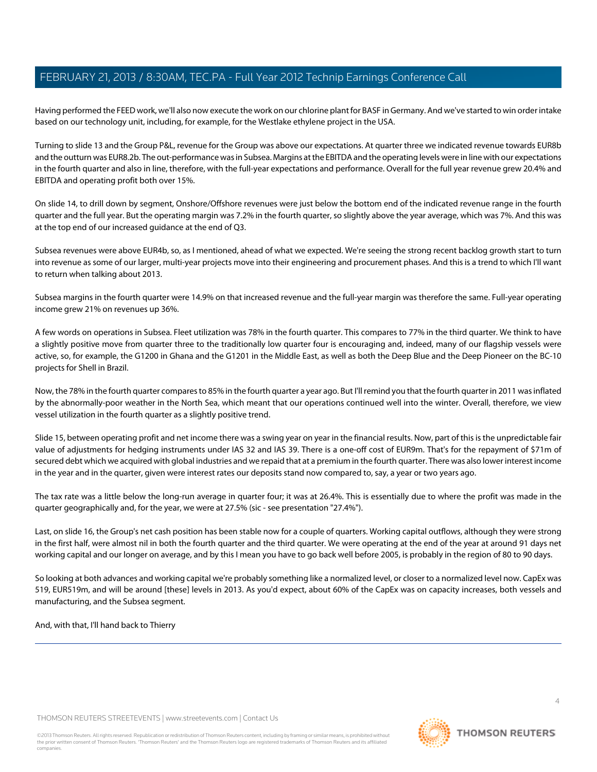Having performed the FEED work, we'll also now execute the work on our chlorine plant for BASF in Germany. And we've started to win order intake based on our technology unit, including, for example, for the Westlake ethylene project in the USA.

Turning to slide 13 and the Group P&L, revenue for the Group was above our expectations. At quarter three we indicated revenue towards EUR8b and the outturn was EUR8.2b. The out-performance was in Subsea. Margins at the EBITDA and the operating levels were in line with our expectations in the fourth quarter and also in line, therefore, with the full-year expectations and performance. Overall for the full year revenue grew 20.4% and EBITDA and operating profit both over 15%.

On slide 14, to drill down by segment, Onshore/Offshore revenues were just below the bottom end of the indicated revenue range in the fourth quarter and the full year. But the operating margin was 7.2% in the fourth quarter, so slightly above the year average, which was 7%. And this was at the top end of our increased guidance at the end of Q3.

Subsea revenues were above EUR4b, so, as I mentioned, ahead of what we expected. We're seeing the strong recent backlog growth start to turn into revenue as some of our larger, multi-year projects move into their engineering and procurement phases. And this is a trend to which I'll want to return when talking about 2013.

Subsea margins in the fourth quarter were 14.9% on that increased revenue and the full-year margin was therefore the same. Full-year operating income grew 21% on revenues up 36%.

A few words on operations in Subsea. Fleet utilization was 78% in the fourth quarter. This compares to 77% in the third quarter. We think to have a slightly positive move from quarter three to the traditionally low quarter four is encouraging and, indeed, many of our flagship vessels were active, so, for example, the G1200 in Ghana and the G1201 in the Middle East, as well as both the Deep Blue and the Deep Pioneer on the BC-10 projects for Shell in Brazil.

Now, the 78% in the fourth quarter compares to 85% in the fourth quarter a year ago. But I'll remind you that the fourth quarter in 2011 was inflated by the abnormally-poor weather in the North Sea, which meant that our operations continued well into the winter. Overall, therefore, we view vessel utilization in the fourth quarter as a slightly positive trend.

Slide 15, between operating profit and net income there was a swing year on year in the financial results. Now, part of this is the unpredictable fair value of adjustments for hedging instruments under IAS 32 and IAS 39. There is a one-off cost of EUR9m. That's for the repayment of $71m of secured debt which we acquired with global industries and we repaid that at a premium in the fourth quarter. There was also lower interest income in the year and in the quarter, given were interest rates our deposits stand now compared to, say, a year or two years ago.

The tax rate was a little below the long-run average in quarter four; it was at 26.4%. This is essentially due to where the profit was made in the quarter geographically and, for the year, we were at 27.5% (sic - see presentation "27.4%").

Last, on slide 16, the Group's net cash position has been stable now for a couple of quarters. Working capital outflows, although they were strong in the first half, were almost nil in both the fourth quarter and the third quarter. We were operating at the end of the year at around 91 days net working capital and our longer on average, and by this I mean you have to go back well before 2005, is probably in the region of 80 to 90 days.

So looking at both advances and working capital we're probably something like a normalized level, or closer to a normalized level now. CapEx was 519, EUR519m, and will be around [these] levels in 2013. As you'd expect, about 60% of the CapEx was on capacity increases, both vessels and manufacturing, and the Subsea segment.

And, with that, I'll hand back to Thierry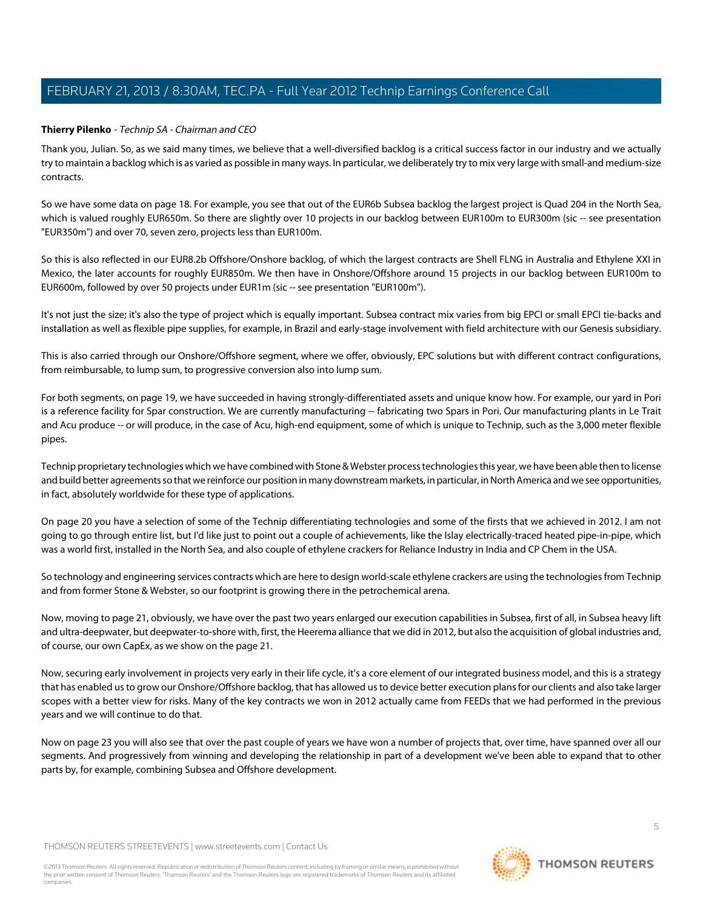**Thierry Pilenko** - *Technip SA - Chairman and CEO*

Thank you, Julian. So, as we said many times, we believe that a well-diversified backlog is a critical success factor in our industry and we actually try to maintain a backlog which is as varied as possible in many ways. In particular, we deliberately try to mix very large with small-and medium-size contracts.

So we have some data on page 18. For example, you see that out of the EUR6b Subsea backlog the largest project is Quad 204 in the North Sea, which is valued roughly EUR650m. So there are slightly over 10 projects in our backlog between EUR100m to EUR300m (sic -- see presentation "EUR350m") and over 70, seven zero, projects less than EUR100m.

So this is also reflected in our EUR8.2b Offshore/Onshore backlog, of which the largest contracts are Shell FLNG in Australia and Ethylene XXI in Mexico, the later accounts for roughly EUR850m. We then have in Onshore/Offshore around 15 projects in our backlog between EUR100m to EUR600m, followed by over 50 projects under EUR1m (sic -- see presentation "EUR100m").

It's not just the size; it's also the type of project which is equally important. Subsea contract mix varies from big EPCI or small EPCI tie-backs and installation as well as flexible pipe supplies, for example, in Brazil and early-stage involvement with field architecture with our Genesis subsidiary.

This is also carried through our Onshore/Offshore segment, where we offer, obviously, EPC solutions but with different contract configurations, from reimbursable, to lump sum, to progressive conversion also into lump sum.

For both segments, on page 19, we have succeeded in having strongly-differentiated assets and unique know how. For example, our yard in Pori is a reference facility for Spar construction. We are currently manufacturing -- fabricating two Spars in Pori. Our manufacturing plants in Le Trait and Acu produce -- or will produce, in the case of Acu, high-end equipment, some of which is unique to Technip, such as the 3,000 meter flexible pipes.

Technip proprietary technologies which we have combined with Stone & Webster process technologies this year, we have been able then to license and build better agreements so that we reinforce our position in many downstream markets, in particular, in North America and we see opportunities, in fact, absolutely worldwide for these type of applications.

On page 20 you have a selection of some of the Technip differentiating technologies and some of the firsts that we achieved in 2012. I am not going to go through entire list, but I'd like just to point out a couple of achievements, like the Islay electrically-traced heated pipe-in-pipe, which was a world first, installed in the North Sea, and also couple of ethylene crackers for Reliance Industry in India and CP Chem in the USA.

So technology and engineering services contracts which are here to design world-scale ethylene crackers are using the technologies from Technip and from former Stone & Webster, so our footprint is growing there in the petrochemical arena.

Now, moving to page 21, obviously, we have over the past two years enlarged our execution capabilities in Subsea, first of all, in Subsea heavy lift and ultra-deepwater, but deepwater-to-shore with, first, the Heerema alliance that we did in 2012, but also the acquisition of global industries and, of course, our own CapEx, as we show on the page 21.

Now, securing early involvement in projects very early in their life cycle, it's a core element of our integrated business model, and this is a strategy that has enabled us to grow our Onshore/Offshore backlog, that has allowed us to device better execution plans for our clients and also take larger scopes with a better view for risks. Many of the key contracts we won in 2012 actually came from FEEDs that we had performed in the previous years and we will continue to do that.

Now on page 23 you will also see that over the past couple of years we have won a number of projects that, over time, have spanned over all our segments. And progressively from winning and developing the relationship in part of a development we've been able to expand that to other parts by, for example, combining Subsea and Offshore development.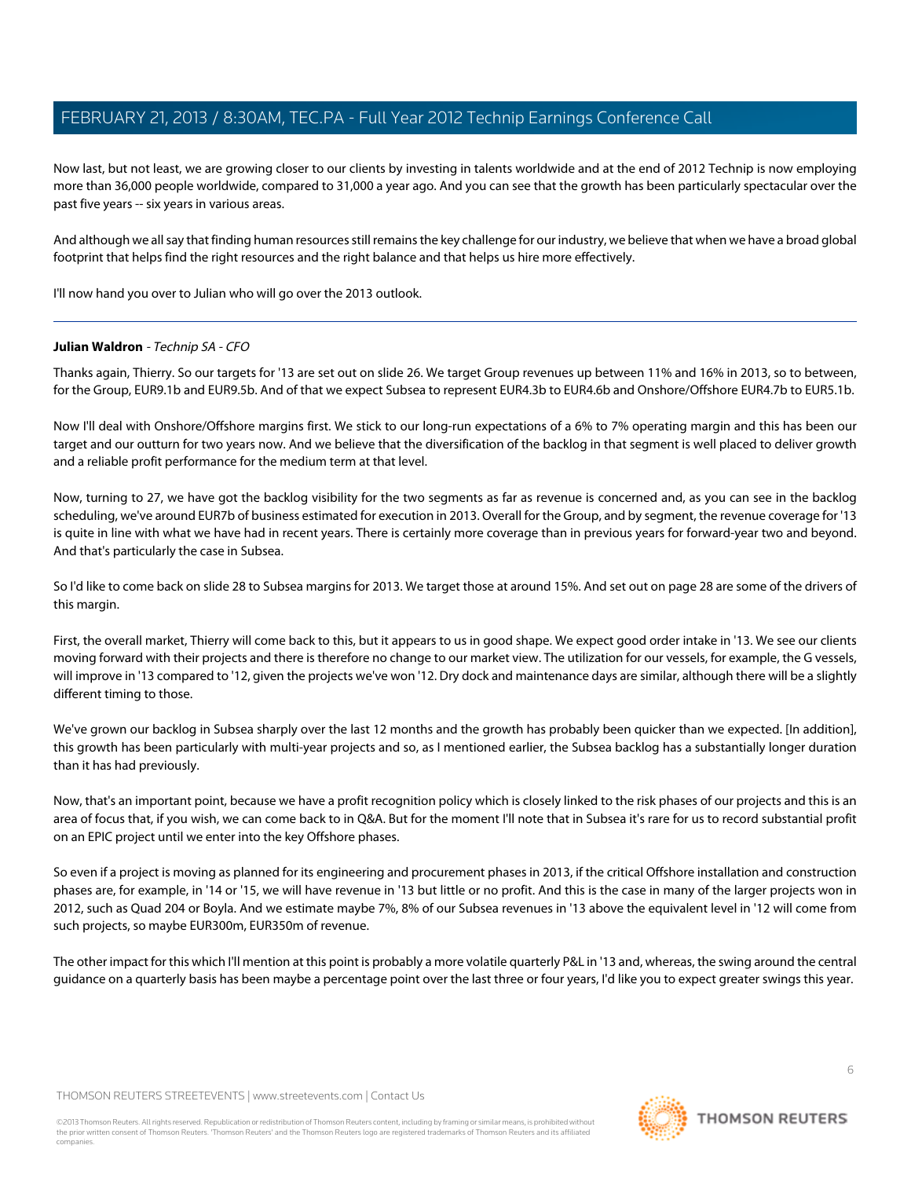Now last, but not least, we are growing closer to our clients by investing in talents worldwide and at the end of 2012 Technip is now employing more than 36,000 people worldwide, compared to 31,000 a year ago. And you can see that the growth has been particularly spectacular over the past five years -- six years in various areas.

And although we all say that finding human resources still remains the key challenge for our industry, we believe that when we have a broad global footprint that helps find the right resources and the right balance and that helps us hire more effectively.

I'll now hand you over to Julian who will go over the 2013 outlook.

---

**Julian Waldron** - *Technip SA - CFO*

Thanks again, Thierry. So our targets for '13 are set out on slide 26. We target Group revenues up between 11% and 16% in 2013, so to between, for the Group, EUR9.1b and EUR9.5b. And of that we expect Subsea to represent EUR4.3b to EUR4.6b and Onshore/Offshore EUR4.7b to EUR5.1b.

Now I'll deal with Onshore/Offshore margins first. We stick to our long-run expectations of a 6% to 7% operating margin and this has been our target and our outturn for two years now. And we believe that the diversification of the backlog in that segment is well placed to deliver growth and a reliable profit performance for the medium term at that level.

Now, turning to 27, we have got the backlog visibility for the two segments as far as revenue is concerned and, as you can see in the backlog scheduling, we've around EUR7b of business estimated for execution in 2013. Overall for the Group, and by segment, the revenue coverage for '13 is quite in line with what we have had in recent years. There is certainly more coverage than in previous years for forward-year two and beyond. And that's particularly the case in Subsea.

So I'd like to come back on slide 28 to Subsea margins for 2013. We target those at around 15%. And set out on page 28 are some of the drivers of this margin.

First, the overall market, Thierry will come back to this, but it appears to us in good shape. We expect good order intake in '13. We see our clients moving forward with their projects and there is therefore no change to our market view. The utilization for our vessels, for example, the G vessels, will improve in '13 compared to '12, given the projects we've won '12. Dry dock and maintenance days are similar, although there will be a slightly different timing to those.

We've grown our backlog in Subsea sharply over the last 12 months and the growth has probably been quicker than we expected. [In addition], this growth has been particularly with multi-year projects and so, as I mentioned earlier, the Subsea backlog has a substantially longer duration than it has had previously.

Now, that's an important point, because we have a profit recognition policy which is closely linked to the risk phases of our projects and this is an area of focus that, if you wish, we can come back to in Q&A. But for the moment I'll note that in Subsea it's rare for us to record substantial profit on an EPIC project until we enter into the key Offshore phases.

So even if a project is moving as planned for its engineering and procurement phases in 2013, if the critical Offshore installation and construction phases are, for example, in '14 or '15, we will have revenue in '13 but little or no profit. And this is the case in many of the larger projects won in 2012, such as Quad 204 or Boyla. And we estimate maybe 7%, 8% of our Subsea revenues in '13 above the equivalent level in '12 will come from such projects, so maybe EUR300m, EUR350m of revenue.

The other impact for this which I'll mention at this point is probably a more volatile quarterly P&L in '13 and, whereas, the swing around the central guidance on a quarterly basis has been maybe a percentage point over the last three or four years, I'd like you to expect greater swings this year.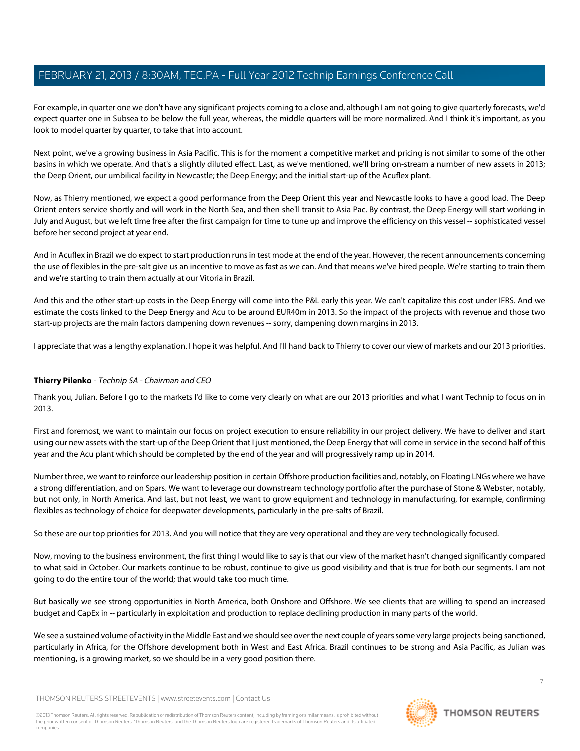For example, in quarter one we don't have any significant projects coming to a close and, although I am not going to give quarterly forecasts, we'd expect quarter one in Subsea to be below the full year, whereas, the middle quarters will be more normalized. And I think it's important, as you look to model quarter by quarter, to take that into account.

Next point, we've a growing business in Asia Pacific. This is for the moment a competitive market and pricing is not similar to some of the other basins in which we operate. And that's a slightly diluted effect. Last, as we've mentioned, we'll bring on-stream a number of new assets in 2013; the Deep Orient, our umbilical facility in Newcastle; the Deep Energy; and the initial start-up of the Acuflex plant.

Now, as Thierry mentioned, we expect a good performance from the Deep Orient this year and Newcastle looks to have a good load. The Deep Orient enters service shortly and will work in the North Sea, and then she'll transit to Asia Pac. By contrast, the Deep Energy will start working in July and August, but we left time free after the first campaign for time to tune up and improve the efficiency on this vessel -- sophisticated vessel before her second project at year end.

And in Acuflex in Brazil we do expect to start production runs in test mode at the end of the year. However, the recent announcements concerning the use of flexibles in the pre-salt give us an incentive to move as fast as we can. And that means we've hired people. We're starting to train them and we're starting to train them actually at our Vitoria in Brazil.

And this and the other start-up costs in the Deep Energy will come into the P&L early this year. We can't capitalize this cost under IFRS. And we estimate the costs linked to the Deep Energy and Acu to be around EUR40m in 2013. So the impact of the projects with revenue and those two start-up projects are the main factors dampening down revenues -- sorry, dampening down margins in 2013.

I appreciate that was a lengthy explanation. I hope it was helpful. And I'll hand back to Thierry to cover our view of markets and our 2013 priorities.

---

**Thierry Pilenko** - *Technip SA - Chairman and CEO*

Thank you, Julian. Before I go to the markets I'd like to come very clearly on what are our 2013 priorities and what I want Technip to focus on in 2013.

First and foremost, we want to maintain our focus on project execution to ensure reliability in our project delivery. We have to deliver and start using our new assets with the start-up of the Deep Orient that I just mentioned, the Deep Energy that will come in service in the second half of this year and the Acu plant which should be completed by the end of the year and will progressively ramp up in 2014.

Number three, we want to reinforce our leadership position in certain Offshore production facilities and, notably, on Floating LNGs where we have a strong differentiation, and on Spars. We want to leverage our downstream technology portfolio after the purchase of Stone & Webster, notably, but not only, in North America. And last, but not least, we want to grow equipment and technology in manufacturing, for example, confirming flexibles as technology of choice for deepwater developments, particularly in the pre-salts of Brazil.

So these are our top priorities for 2013. And you will notice that they are very operational and they are very technologically focused.

Now, moving to the business environment, the first thing I would like to say is that our view of the market hasn't changed significantly compared to what said in October. Our markets continue to be robust, continue to give us good visibility and that is true for both our segments. I am not going to do the entire tour of the world; that would take too much time.

But basically we see strong opportunities in North America, both Onshore and Offshore. We see clients that are willing to spend an increased budget and CapEx in -- particularly in exploitation and production to replace declining production in many parts of the world.

We see a sustained volume of activity in the Middle East and we should see over the next couple of years some very large projects being sanctioned, particularly in Africa, for the Offshore development both in West and East Africa. Brazil continues to be strong and Asia Pacific, as Julian was mentioning, is a growing market, so we should be in a very good position there.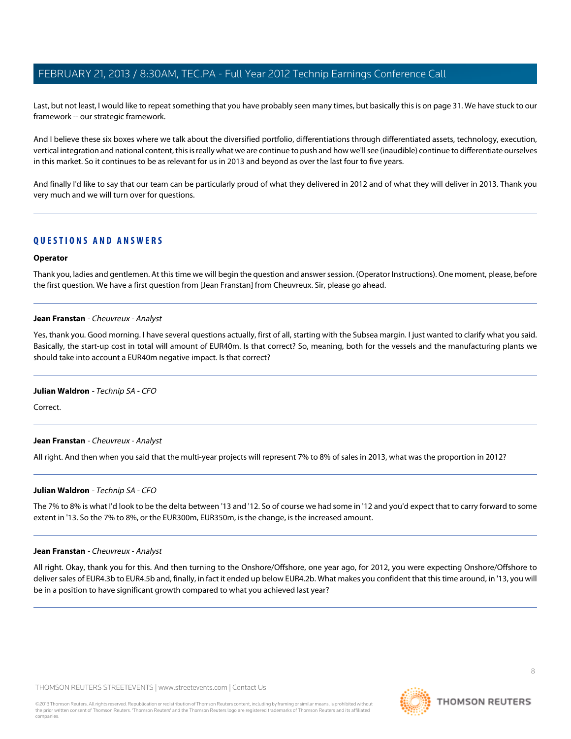Last, but not least, I would like to repeat something that you have probably seen many times, but basically this is on page 31. We have stuck to our framework -- our strategic framework.

And I believe these six boxes where we talk about the diversified portfolio, differentiations through differentiated assets, technology, execution, vertical integration and national content, this is really what we are continue to push and how we'll see (inaudible) continue to differentiate ourselves in this market. So it continues to be as relevant for us in 2013 and beyond as over the last four to five years.

And finally I'd like to say that our team can be particularly proud of what they delivered in 2012 and of what they will deliver in 2013. Thank you very much and we will turn over for questions.

## QUESTIONS AND ANSWERS

**Operator**

Thank you, ladies and gentlemen. At this time we will begin the question and answer session. (Operator Instructions). One moment, please, before the first question. We have a first question from [Jean Franstan] from Cheuvreux. Sir, please go ahead.

**Jean Franstan** - *Cheuvreux - Analyst*

Yes, thank you. Good morning. I have several questions actually, first of all, starting with the Subsea margin. I just wanted to clarify what you said. Basically, the start-up cost in total will amount of EUR40m. Is that correct? So, meaning, both for the vessels and the manufacturing plants we should take into account a EUR40m negative impact. Is that correct?

**Julian Waldron** - *Technip SA - CFO*

Correct.

**Jean Franstan** - *Cheuvreux - Analyst*

All right. And then when you said that the multi-year projects will represent 7% to 8% of sales in 2013, what was the proportion in 2012?

**Julian Waldron** - *Technip SA - CFO*

The 7% to 8% is what I'd look to be the delta between '13 and '12. So of course we had some in '12 and you'd expect that to carry forward to some extent in '13. So the 7% to 8%, or the EUR300m, EUR350m, is the change, is the increased amount.

**Jean Franstan** - *Cheuvreux - Analyst*

All right. Okay, thank you for this. And then turning to the Onshore/Offshore, one year ago, for 2012, you were expecting Onshore/Offshore to deliver sales of EUR4.3b to EUR4.5b and, finally, in fact it ended up below EUR4.2b. What makes you confident that this time around, in '13, you will be in a position to have significant growth compared to what you achieved last year?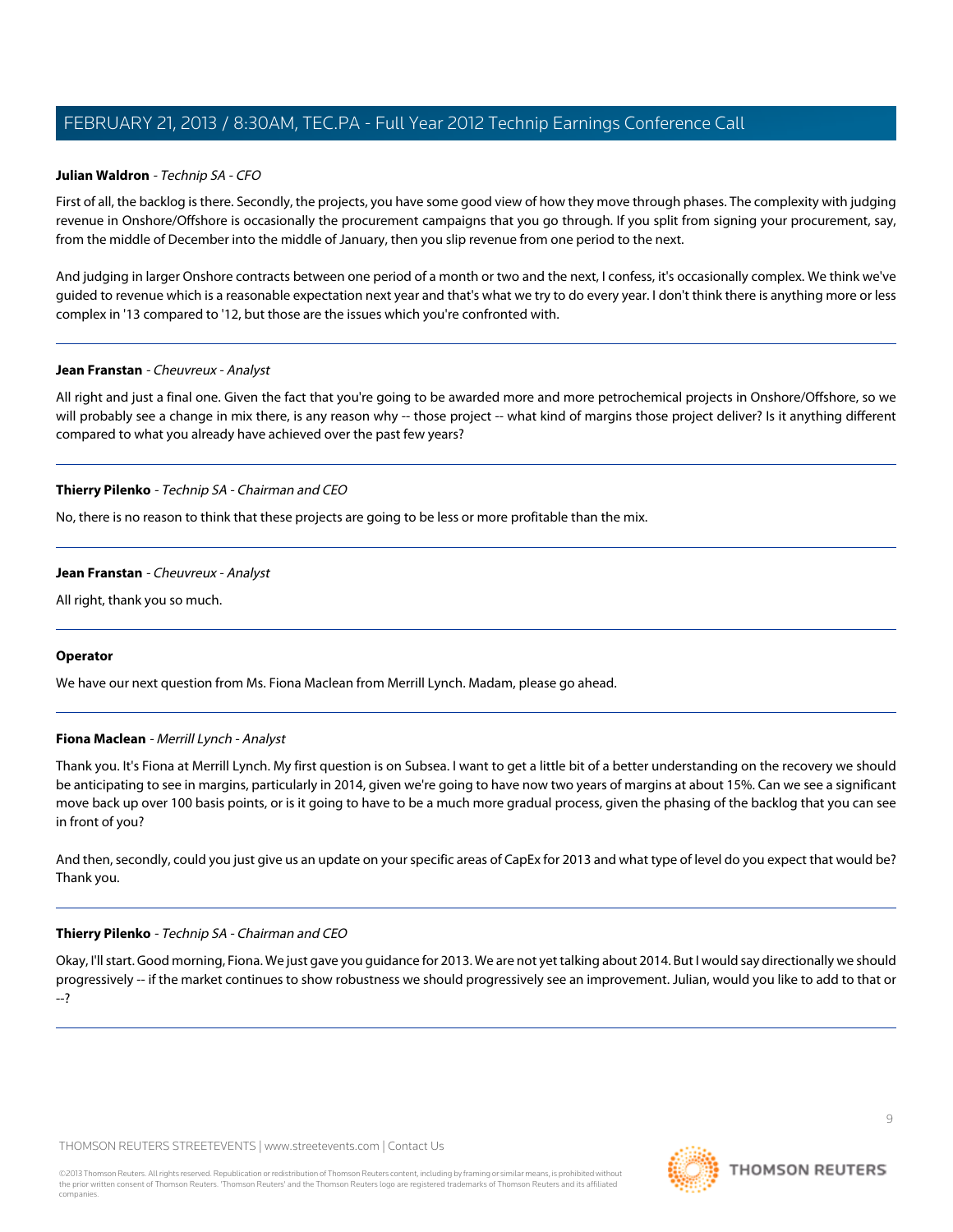**Julian Waldron** - *Technip SA - CFO*

First of all, the backlog is there. Secondly, the projects, you have some good view of how they move through phases. The complexity with judging revenue in Onshore/Offshore is occasionally the procurement campaigns that you go through. If you split from signing your procurement, say, from the middle of December into the middle of January, then you slip revenue from one period to the next.

And judging in larger Onshore contracts between one period of a month or two and the next, I confess, it's occasionally complex. We think we've guided to revenue which is a reasonable expectation next year and that's what we try to do every year. I don't think there is anything more or less complex in '13 compared to '12, but those are the issues which you're confronted with.

---

**Jean Franstan** - *Cheuvreux - Analyst*

All right and just a final one. Given the fact that you're going to be awarded more and more petrochemical projects in Onshore/Offshore, so we will probably see a change in mix there, is any reason why -- those project -- what kind of margins those project deliver? Is it anything different compared to what you already have achieved over the past few years?

---

**Thierry Pilenko** - *Technip SA - Chairman and CEO*

No, there is no reason to think that these projects are going to be less or more profitable than the mix.

---

**Jean Franstan** - *Cheuvreux - Analyst*

All right, thank you so much.

---

**Operator**

We have our next question from Ms. Fiona Maclean from Merrill Lynch. Madam, please go ahead.

---

**Fiona Maclean** - *Merrill Lynch - Analyst*

Thank you. It's Fiona at Merrill Lynch. My first question is on Subsea. I want to get a little bit of a better understanding on the recovery we should be anticipating to see in margins, particularly in 2014, given we're going to have now two years of margins at about 15%. Can we see a significant move back up over 100 basis points, or is it going to have to be a much more gradual process, given the phasing of the backlog that you can see in front of you?

And then, secondly, could you just give us an update on your specific areas of CapEx for 2013 and what type of level do you expect that would be? Thank you.

---

**Thierry Pilenko** - *Technip SA - Chairman and CEO*

Okay, I'll start. Good morning, Fiona. We just gave you guidance for 2013. We are not yet talking about 2014. But I would say directionally we should progressively -- if the market continues to show robustness we should progressively see an improvement. Julian, would you like to add to that or --?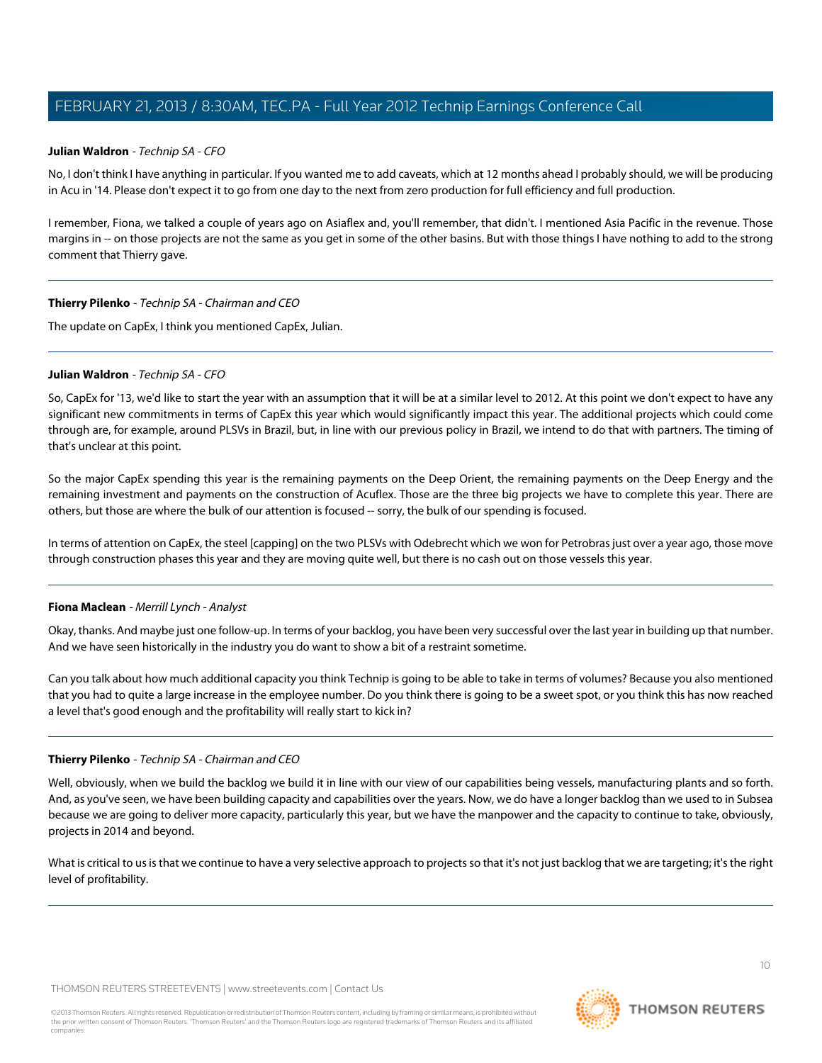**Julian Waldron** - *Technip SA - CFO*

No, I don't think I have anything in particular. If you wanted me to add caveats, which at 12 months ahead I probably should, we will be producing in Acu in '14. Please don't expect it to go from one day to the next from zero production for full efficiency and full production.

I remember, Fiona, we talked a couple of years ago on Asiaflex and, you'll remember, that didn't. I mentioned Asia Pacific in the revenue. Those margins in -- on those projects are not the same as you get in some of the other basins. But with those things I have nothing to add to the strong comment that Thierry gave.

---

**Thierry Pilenko** - *Technip SA - Chairman and CEO*

The update on CapEx, I think you mentioned CapEx, Julian.

---

**Julian Waldron** - *Technip SA - CFO*

So, CapEx for '13, we'd like to start the year with an assumption that it will be at a similar level to 2012. At this point we don't expect to have any significant new commitments in terms of CapEx this year which would significantly impact this year. The additional projects which could come through are, for example, around PLSVs in Brazil, but, in line with our previous policy in Brazil, we intend to do that with partners. The timing of that's unclear at this point.

So the major CapEx spending this year is the remaining payments on the Deep Orient, the remaining payments on the Deep Energy and the remaining investment and payments on the construction of Acuflex. Those are the three big projects we have to complete this year. There are others, but those are where the bulk of our attention is focused -- sorry, the bulk of our spending is focused.

In terms of attention on CapEx, the steel [capping] on the two PLSVs with Odebrecht which we won for Petrobras just over a year ago, those move through construction phases this year and they are moving quite well, but there is no cash out on those vessels this year.

---

**Fiona Maclean** - *Merrill Lynch - Analyst*

Okay, thanks. And maybe just one follow-up. In terms of your backlog, you have been very successful over the last year in building up that number. And we have seen historically in the industry you do want to show a bit of a restraint sometime.

Can you talk about how much additional capacity you think Technip is going to be able to take in terms of volumes? Because you also mentioned that you had to quite a large increase in the employee number. Do you think there is going to be a sweet spot, or you think this has now reached a level that's good enough and the profitability will really start to kick in?

---

**Thierry Pilenko** - *Technip SA - Chairman and CEO*

Well, obviously, when we build the backlog we build it in line with our view of our capabilities being vessels, manufacturing plants and so forth. And, as you've seen, we have been building capacity and capabilities over the years. Now, we do have a longer backlog than we used to in Subsea because we are going to deliver more capacity, particularly this year, but we have the manpower and the capacity to continue to take, obviously, projects in 2014 and beyond.

What is critical to us is that we continue to have a very selective approach to projects so that it's not just backlog that we are targeting; it's the right level of profitability.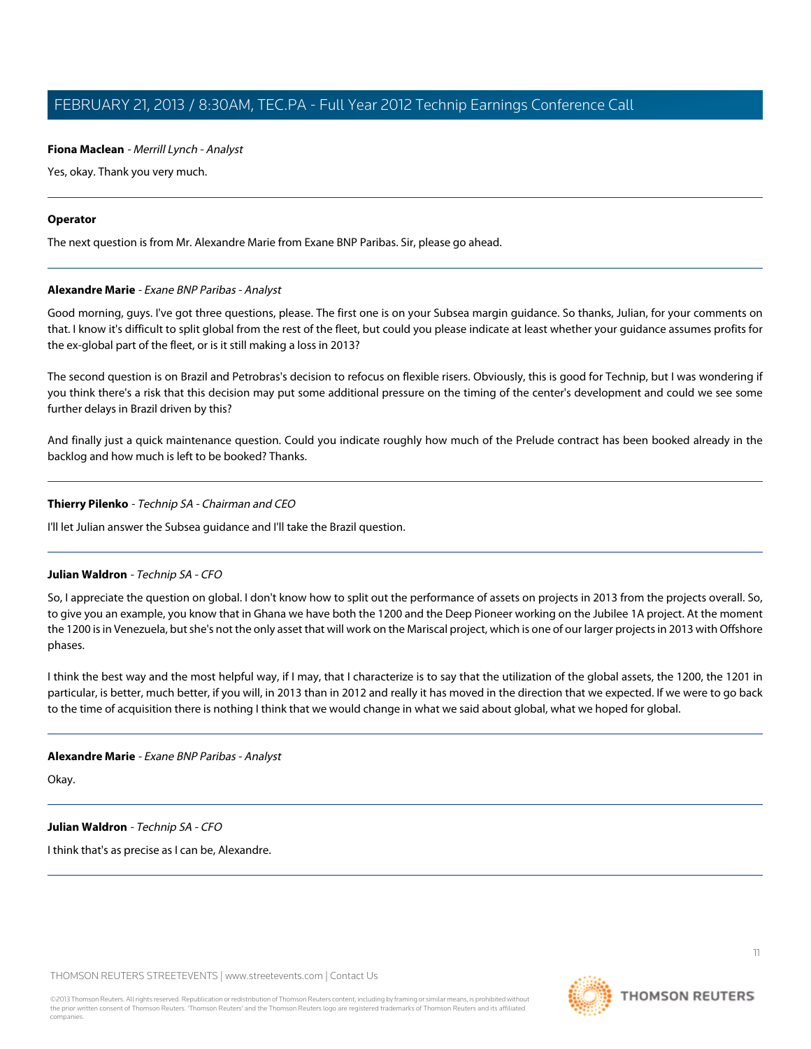**Fiona Maclean** - *Merrill Lynch - Analyst*

Yes, okay. Thank you very much.

---

**Operator**

The next question is from Mr. Alexandre Marie from Exane BNP Paribas. Sir, please go ahead.

---

**Alexandre Marie** - *Exane BNP Paribas - Analyst*

Good morning, guys. I've got three questions, please. The first one is on your Subsea margin guidance. So thanks, Julian, for your comments on that. I know it's difficult to split global from the rest of the fleet, but could you please indicate at least whether your guidance assumes profits for the ex-global part of the fleet, or is it still making a loss in 2013?

The second question is on Brazil and Petrobras's decision to refocus on flexible risers. Obviously, this is good for Technip, but I was wondering if you think there's a risk that this decision may put some additional pressure on the timing of the center's development and could we see some further delays in Brazil driven by this?

And finally just a quick maintenance question. Could you indicate roughly how much of the Prelude contract has been booked already in the backlog and how much is left to be booked? Thanks.

---

**Thierry Pilenko** - *Technip SA - Chairman and CEO*

I'll let Julian answer the Subsea guidance and I'll take the Brazil question.

---

**Julian Waldron** - *Technip SA - CFO*

So, I appreciate the question on global. I don't know how to split out the performance of assets on projects in 2013 from the projects overall. So, to give you an example, you know that in Ghana we have both the 1200 and the Deep Pioneer working on the Jubilee 1A project. At the moment the 1200 is in Venezuela, but she's not the only asset that will work on the Mariscal project, which is one of our larger projects in 2013 with Offshore phases.

I think the best way and the most helpful way, if I may, that I characterize is to say that the utilization of the global assets, the 1200, the 1201 in particular, is better, much better, if you will, in 2013 than in 2012 and really it has moved in the direction that we expected. If we were to go back to the time of acquisition there is nothing I think that we would change in what we said about global, what we hoped for global.

---

**Alexandre Marie** - *Exane BNP Paribas - Analyst*

Okay.

---

**Julian Waldron** - *Technip SA - CFO*

I think that's as precise as I can be, Alexandre.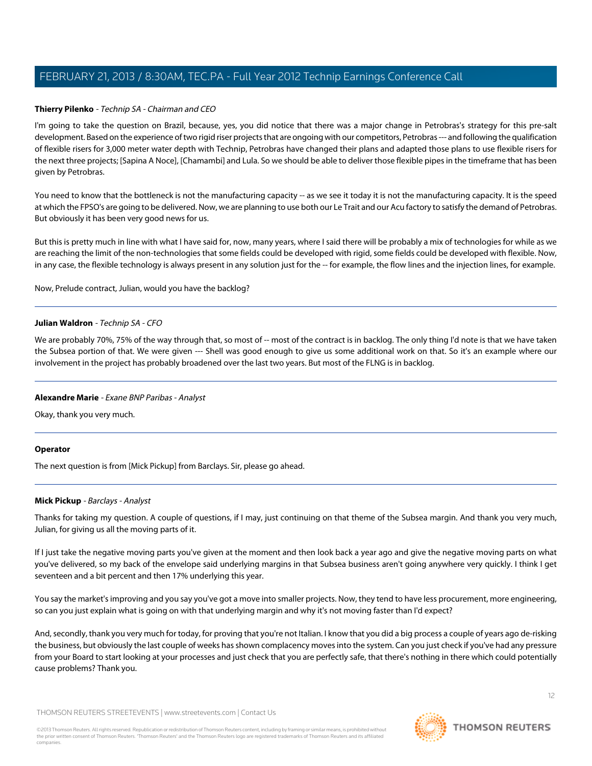**Thierry Pilenko** - *Technip SA - Chairman and CEO*

I'm going to take the question on Brazil, because, yes, you did notice that there was a major change in Petrobras's strategy for this pre-salt development. Based on the experience of two rigid riser projects that are ongoing with our competitors, Petrobras --- and following the qualification of flexible risers for 3,000 meter water depth with Technip, Petrobras have changed their plans and adapted those plans to use flexible risers for the next three projects; [Sapina A Noce], [Chamambi] and Lula. So we should be able to deliver those flexible pipes in the timeframe that has been given by Petrobras.

You need to know that the bottleneck is not the manufacturing capacity -- as we see it today it is not the manufacturing capacity. It is the speed at which the FPSO's are going to be delivered. Now, we are planning to use both our Le Trait and our Acu factory to satisfy the demand of Petrobras. But obviously it has been very good news for us.

But this is pretty much in line with what I have said for, now, many years, where I said there will be probably a mix of technologies for while as we are reaching the limit of the non-technologies that some fields could be developed with rigid, some fields could be developed with flexible. Now, in any case, the flexible technology is always present in any solution just for the -- for example, the flow lines and the injection lines, for example.

Now, Prelude contract, Julian, would you have the backlog?

---

**Julian Waldron** - *Technip SA - CFO*

We are probably 70%, 75% of the way through that, so most of -- most of the contract is in backlog. The only thing I'd note is that we have taken the Subsea portion of that. We were given --- Shell was good enough to give us some additional work on that. So it's an example where our involvement in the project has probably broadened over the last two years. But most of the FLNG is in backlog.

---

**Alexandre Marie** - *Exane BNP Paribas - Analyst*

Okay, thank you very much.

---

**Operator**

The next question is from [Mick Pickup] from Barclays. Sir, please go ahead.

---

**Mick Pickup** - *Barclays - Analyst*

Thanks for taking my question. A couple of questions, if I may, just continuing on that theme of the Subsea margin. And thank you very much, Julian, for giving us all the moving parts of it.

If I just take the negative moving parts you've given at the moment and then look back a year ago and give the negative moving parts on what you've delivered, so my back of the envelope said underlying margins in that Subsea business aren't going anywhere very quickly. I think I get seventeen and a bit percent and then 17% underlying this year.

You say the market's improving and you say you've got a move into smaller projects. Now, they tend to have less procurement, more engineering, so can you just explain what is going on with that underlying margin and why it's not moving faster than I'd expect?

And, secondly, thank you very much for today, for proving that you're not Italian. I know that you did a big process a couple of years ago de-risking the business, but obviously the last couple of weeks has shown complacency moves into the system. Can you just check if you've had any pressure from your Board to start looking at your processes and just check that you are perfectly safe, that there's nothing in there which could potentially cause problems? Thank you.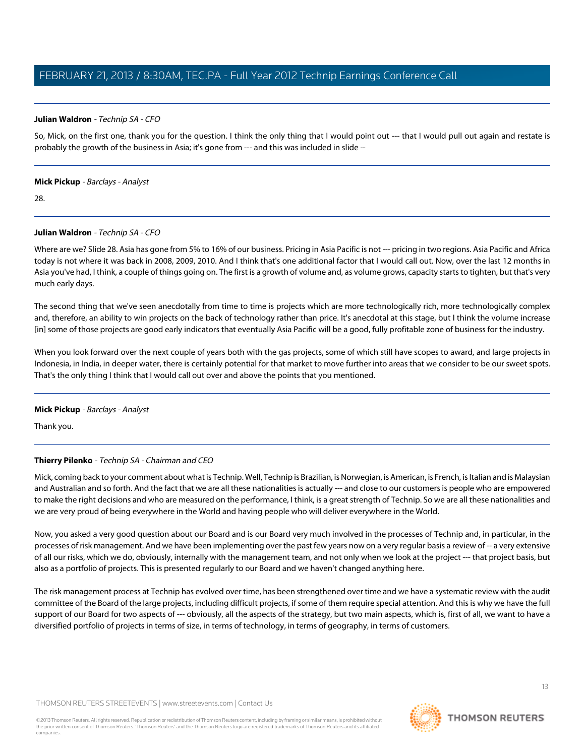**Julian Waldron** - *Technip SA - CFO*

So, Mick, on the first one, thank you for the question. I think the only thing that I would point out --- that I would pull out again and restate is probably the growth of the business in Asia; it's gone from --- and this was included in slide --

---

**Mick Pickup** - *Barclays - Analyst*

28.

---

**Julian Waldron** - *Technip SA - CFO*

Where are we? Slide 28. Asia has gone from 5% to 16% of our business. Pricing in Asia Pacific is not --- pricing in two regions. Asia Pacific and Africa today is not where it was back in 2008, 2009, 2010. And I think that's one additional factor that I would call out. Now, over the last 12 months in Asia you've had, I think, a couple of things going on. The first is a growth of volume and, as volume grows, capacity starts to tighten, but that's very much early days.

The second thing that we've seen anecdotally from time to time is projects which are more technologically rich, more technologically complex and, therefore, an ability to win projects on the back of technology rather than price. It's anecdotal at this stage, but I think the volume increase [in] some of those projects are good early indicators that eventually Asia Pacific will be a good, fully profitable zone of business for the industry.

When you look forward over the next couple of years both with the gas projects, some of which still have scopes to award, and large projects in Indonesia, in India, in deeper water, there is certainly potential for that market to move further into areas that we consider to be our sweet spots. That's the only thing I think that I would call out over and above the points that you mentioned.

---

**Mick Pickup** - *Barclays - Analyst*

Thank you.

---

**Thierry Pilenko** - *Technip SA - Chairman and CEO*

Mick, coming back to your comment about what is Technip. Well, Technip is Brazilian, is Norwegian, is American, is French, is Italian and is Malaysian and Australian and so forth. And the fact that we are all these nationalities is actually --- and close to our customers is people who are empowered to make the right decisions and who are measured on the performance, I think, is a great strength of Technip. So we are all these nationalities and we are very proud of being everywhere in the World and having people who will deliver everywhere in the World.

Now, you asked a very good question about our Board and is our Board very much involved in the processes of Technip and, in particular, in the processes of risk management. And we have been implementing over the past few years now on a very regular basis a review of -- a very extensive of all our risks, which we do, obviously, internally with the management team, and not only when we look at the project --- that project basis, but also as a portfolio of projects. This is presented regularly to our Board and we haven't changed anything here.

The risk management process at Technip has evolved over time, has been strengthened over time and we have a systematic review with the audit committee of the Board of the large projects, including difficult projects, if some of them require special attention. And this is why we have the full support of our Board for two aspects of --- obviously, all the aspects of the strategy, but two main aspects, which is, first of all, we want to have a diversified portfolio of projects in terms of size, in terms of technology, in terms of geography, in terms of customers.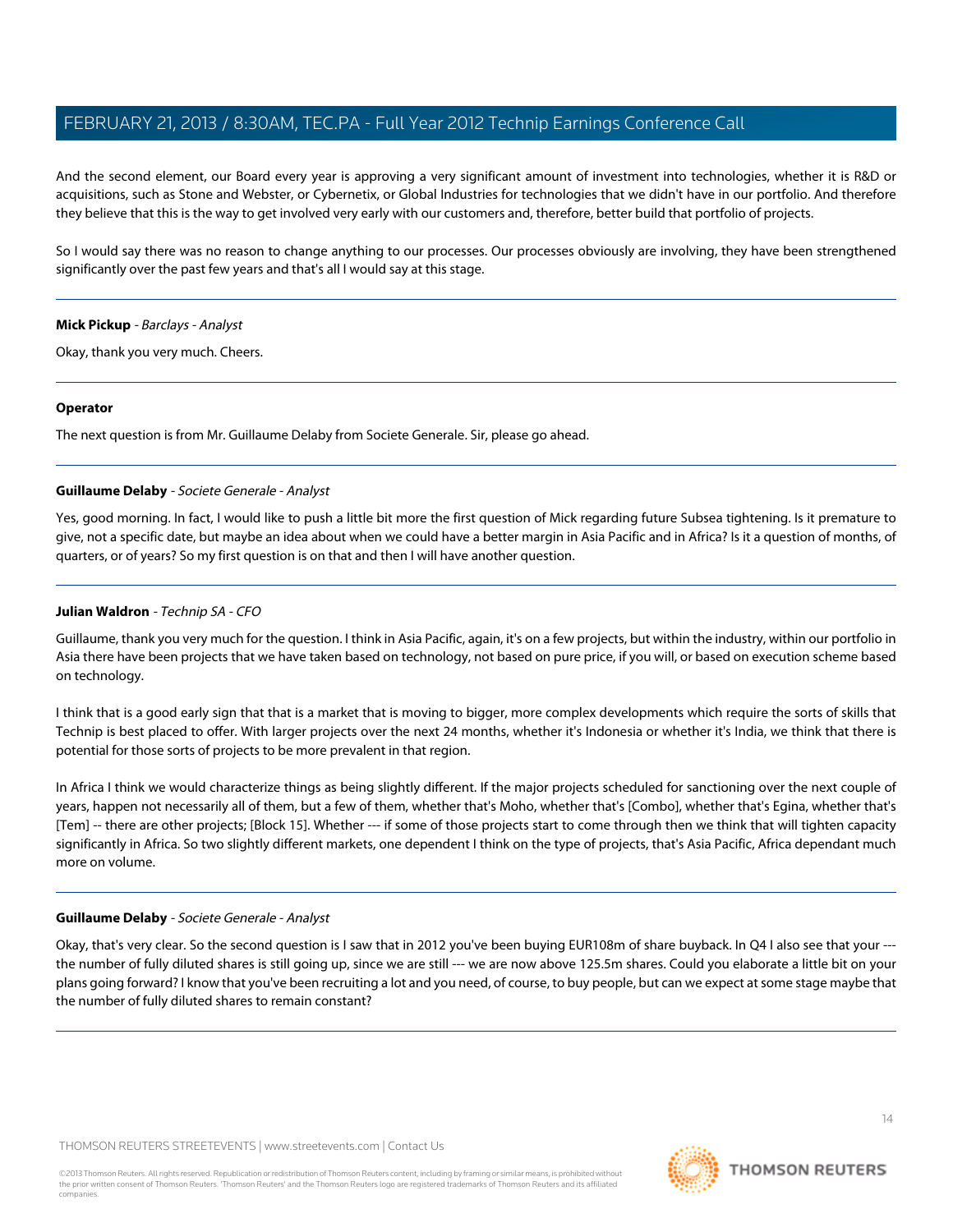And the second element, our Board every year is approving a very significant amount of investment into technologies, whether it is R&D or acquisitions, such as Stone and Webster, or Cybernetix, or Global Industries for technologies that we didn't have in our portfolio. And therefore they believe that this is the way to get involved very early with our customers and, therefore, better build that portfolio of projects.

So I would say there was no reason to change anything to our processes. Our processes obviously are involving, they have been strengthened significantly over the past few years and that's all I would say at this stage.

---

**Mick Pickup** - *Barclays - Analyst*

Okay, thank you very much. Cheers.

---

**Operator**

The next question is from Mr. Guillaume Delaby from Societe Generale. Sir, please go ahead.

---

**Guillaume Delaby** - *Societe Generale - Analyst*

Yes, good morning. In fact, I would like to push a little bit more the first question of Mick regarding future Subsea tightening. Is it premature to give, not a specific date, but maybe an idea about when we could have a better margin in Asia Pacific and in Africa? Is it a question of months, of quarters, or of years? So my first question is on that and then I will have another question.

---

**Julian Waldron** - *Technip SA - CFO*

Guillaume, thank you very much for the question. I think in Asia Pacific, again, it's on a few projects, but within the industry, within our portfolio in Asia there have been projects that we have taken based on technology, not based on pure price, if you will, or based on execution scheme based on technology.

I think that is a good early sign that that is a market that is moving to bigger, more complex developments which require the sorts of skills that Technip is best placed to offer. With larger projects over the next 24 months, whether it's Indonesia or whether it's India, we think that there is potential for those sorts of projects to be more prevalent in that region.

In Africa I think we would characterize things as being slightly different. If the major projects scheduled for sanctioning over the next couple of years, happen not necessarily all of them, but a few of them, whether that's Moho, whether that's [Combo], whether that's Egina, whether that's [Tem] -- there are other projects; [Block 15]. Whether --- if some of those projects start to come through then we think that will tighten capacity significantly in Africa. So two slightly different markets, one dependent I think on the type of projects, that's Asia Pacific, Africa dependant much more on volume.

---

**Guillaume Delaby** - *Societe Generale - Analyst*

Okay, that's very clear. So the second question is I saw that in 2012 you've been buying EUR108m of share buyback. In Q4 I also see that your --- the number of fully diluted shares is still going up, since we are still --- we are now above 125.5m shares. Could you elaborate a little bit on your plans going forward? I know that you've been recruiting a lot and you need, of course, to buy people, but can we expect at some stage maybe that the number of fully diluted shares to remain constant?

---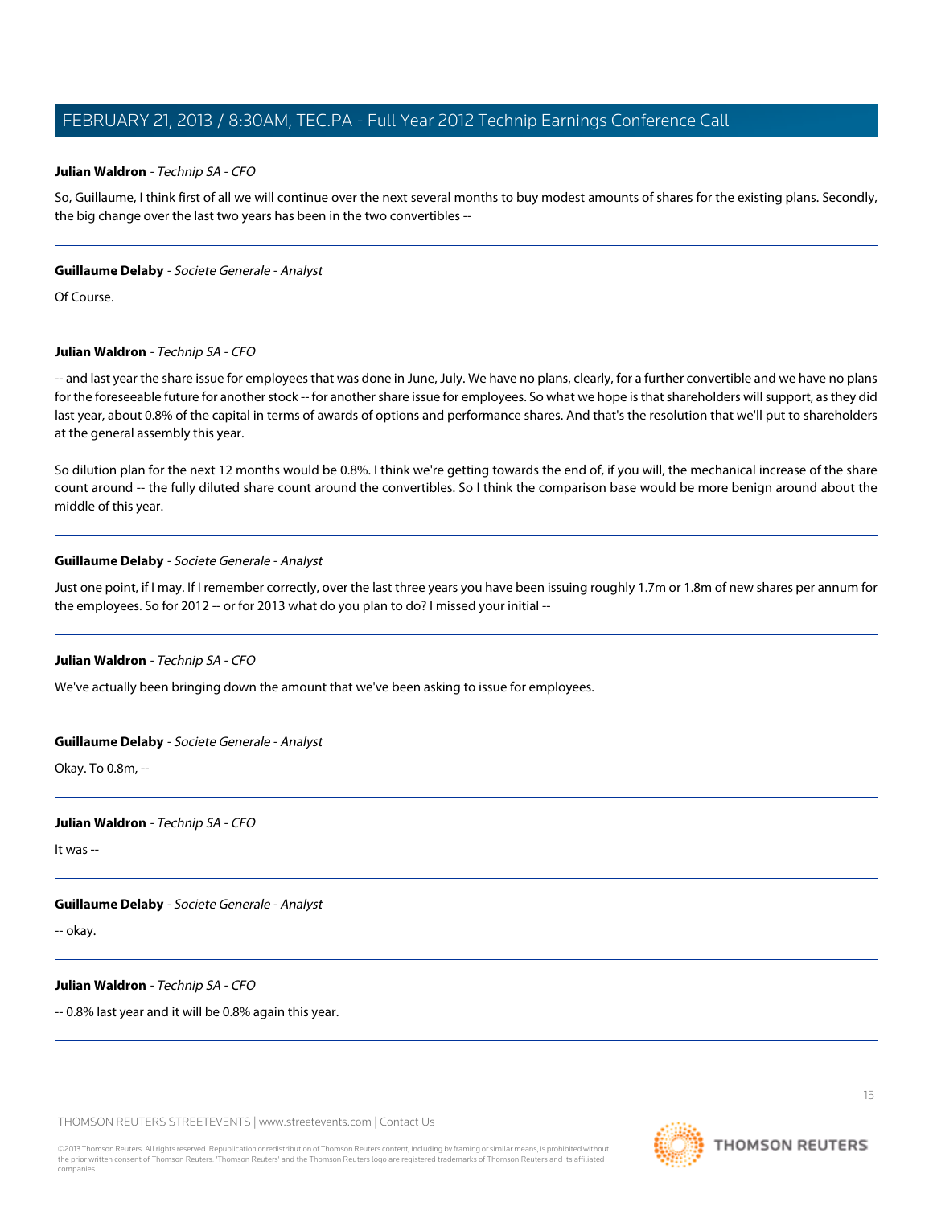**Julian Waldron** - *Technip SA - CFO*

So, Guillaume, I think first of all we will continue over the next several months to buy modest amounts of shares for the existing plans. Secondly, the big change over the last two years has been in the two convertibles --

---

**Guillaume Delaby** - *Societe Generale - Analyst*

Of Course.

---

**Julian Waldron** - *Technip SA - CFO*

-- and last year the share issue for employees that was done in June, July. We have no plans, clearly, for a further convertible and we have no plans for the foreseeable future for another stock -- for another share issue for employees. So what we hope is that shareholders will support, as they did last year, about 0.8% of the capital in terms of awards of options and performance shares. And that's the resolution that we'll put to shareholders at the general assembly this year.

So dilution plan for the next 12 months would be 0.8%. I think we're getting towards the end of, if you will, the mechanical increase of the share count around -- the fully diluted share count around the convertibles. So I think the comparison base would be more benign around about the middle of this year.

---

**Guillaume Delaby** - *Societe Generale - Analyst*

Just one point, if I may. If I remember correctly, over the last three years you have been issuing roughly 1.7m or 1.8m of new shares per annum for the employees. So for 2012 -- or for 2013 what do you plan to do? I missed your initial --

---

**Julian Waldron** - *Technip SA - CFO*

We've actually been bringing down the amount that we've been asking to issue for employees.

---

**Guillaume Delaby** - *Societe Generale - Analyst*

Okay. To 0.8m, --

---

**Julian Waldron** - *Technip SA - CFO*

It was --

---

**Guillaume Delaby** - *Societe Generale - Analyst*

-- okay.

---

**Julian Waldron** - *Technip SA - CFO*

-- 0.8% last year and it will be 0.8% again this year.

---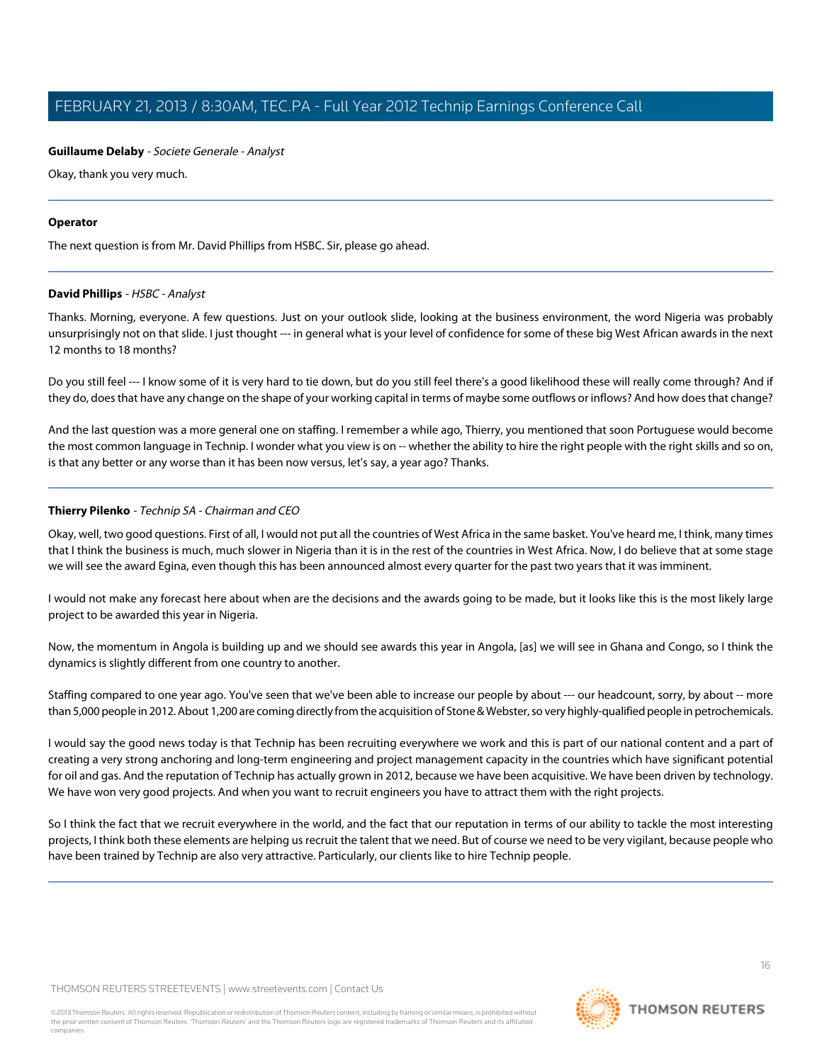**Guillaume Delaby** - *Societe Generale - Analyst*

Okay, thank you very much.

---

**Operator**

The next question is from Mr. David Phillips from HSBC. Sir, please go ahead.

---

**David Phillips** - *HSBC - Analyst*

Thanks. Morning, everyone. A few questions. Just on your outlook slide, looking at the business environment, the word Nigeria was probably unsurprisingly not on that slide. I just thought --- in general what is your level of confidence for some of these big West African awards in the next 12 months to 18 months?

Do you still feel --- I know some of it is very hard to tie down, but do you still feel there's a good likelihood these will really come through? And if they do, does that have any change on the shape of your working capital in terms of maybe some outflows or inflows? And how does that change?

And the last question was a more general one on staffing. I remember a while ago, Thierry, you mentioned that soon Portuguese would become the most common language in Technip. I wonder what you view is on -- whether the ability to hire the right people with the right skills and so on, is that any better or any worse than it has been now versus, let's say, a year ago? Thanks.

---

**Thierry Pilenko** - *Technip SA - Chairman and CEO*

Okay, well, two good questions. First of all, I would not put all the countries of West Africa in the same basket. You've heard me, I think, many times that I think the business is much, much slower in Nigeria than it is in the rest of the countries in West Africa. Now, I do believe that at some stage we will see the award Egina, even though this has been announced almost every quarter for the past two years that it was imminent.

I would not make any forecast here about when are the decisions and the awards going to be made, but it looks like this is the most likely large project to be awarded this year in Nigeria.

Now, the momentum in Angola is building up and we should see awards this year in Angola, [as] we will see in Ghana and Congo, so I think the dynamics is slightly different from one country to another.

Staffing compared to one year ago. You've seen that we've been able to increase our people by about --- our headcount, sorry, by about -- more than 5,000 people in 2012. About 1,200 are coming directly from the acquisition of Stone & Webster, so very highly-qualified people in petrochemicals.

I would say the good news today is that Technip has been recruiting everywhere we work and this is part of our national content and a part of creating a very strong anchoring and long-term engineering and project management capacity in the countries which have significant potential for oil and gas. And the reputation of Technip has actually grown in 2012, because we have been acquisitive. We have been driven by technology. We have won very good projects. And when you want to recruit engineers you have to attract them with the right projects.

So I think the fact that we recruit everywhere in the world, and the fact that our reputation in terms of our ability to tackle the most interesting projects, I think both these elements are helping us recruit the talent that we need. But of course we need to be very vigilant, because people who have been trained by Technip are also very attractive. Particularly, our clients like to hire Technip people.

---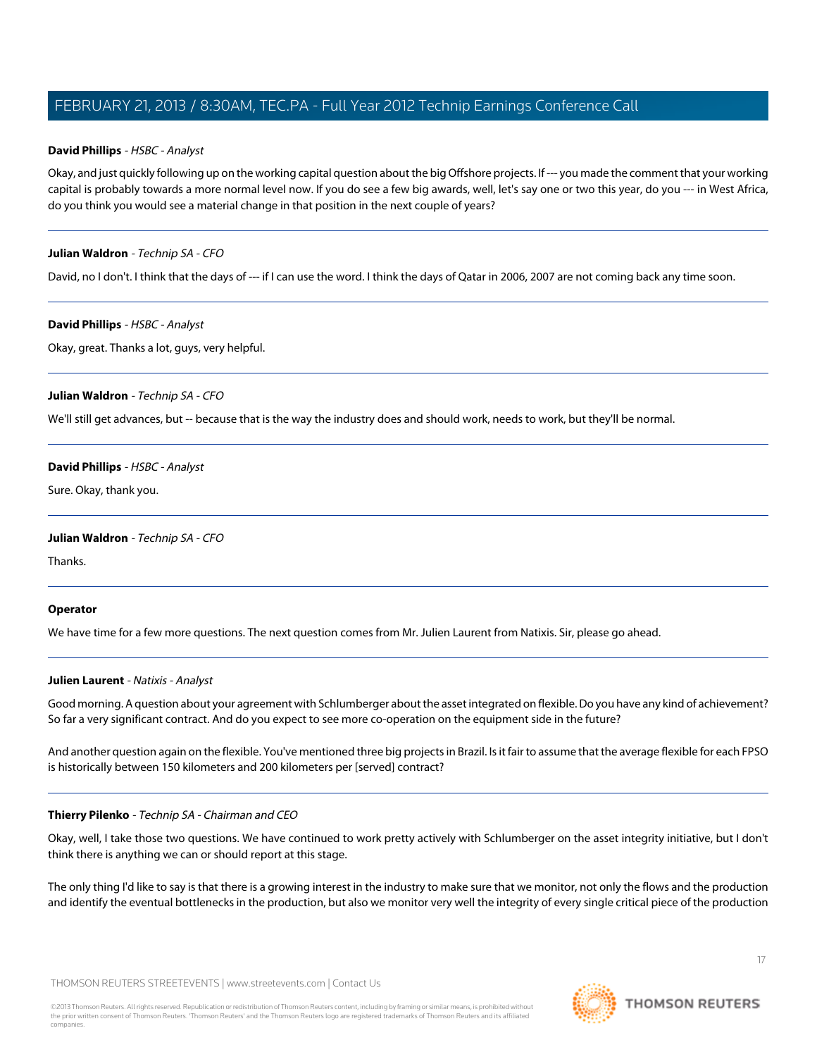**David Phillips** - *HSBC - Analyst*

Okay, and just quickly following up on the working capital question about the big Offshore projects. If --- you made the comment that your working capital is probably towards a more normal level now. If you do see a few big awards, well, let's say one or two this year, do you --- in West Africa, do you think you would see a material change in that position in the next couple of years?

---

**Julian Waldron** - *Technip SA - CFO*

David, no I don't. I think that the days of --- if I can use the word. I think the days of Qatar in 2006, 2007 are not coming back any time soon.

---

**David Phillips** - *HSBC - Analyst*

Okay, great. Thanks a lot, guys, very helpful.

---

**Julian Waldron** - *Technip SA - CFO*

We'll still get advances, but -- because that is the way the industry does and should work, needs to work, but they'll be normal.

---

**David Phillips** - *HSBC - Analyst*

Sure. Okay, thank you.

---

**Julian Waldron** - *Technip SA - CFO*

Thanks.

---

**Operator**

We have time for a few more questions. The next question comes from Mr. Julien Laurent from Natixis. Sir, please go ahead.

---

**Julien Laurent** - *Natixis - Analyst*

Good morning. A question about your agreement with Schlumberger about the asset integrated on flexible. Do you have any kind of achievement? So far a very significant contract. And do you expect to see more co-operation on the equipment side in the future?

And another question again on the flexible. You've mentioned three big projects in Brazil. Is it fair to assume that the average flexible for each FPSO is historically between 150 kilometers and 200 kilometers per [served] contract?

---

**Thierry Pilenko** - *Technip SA - Chairman and CEO*

Okay, well, I take those two questions. We have continued to work pretty actively with Schlumberger on the asset integrity initiative, but I don't think there is anything we can or should report at this stage.

The only thing I'd like to say is that there is a growing interest in the industry to make sure that we monitor, not only the flows and the production and identify the eventual bottlenecks in the production, but also we monitor very well the integrity of every single critical piece of the production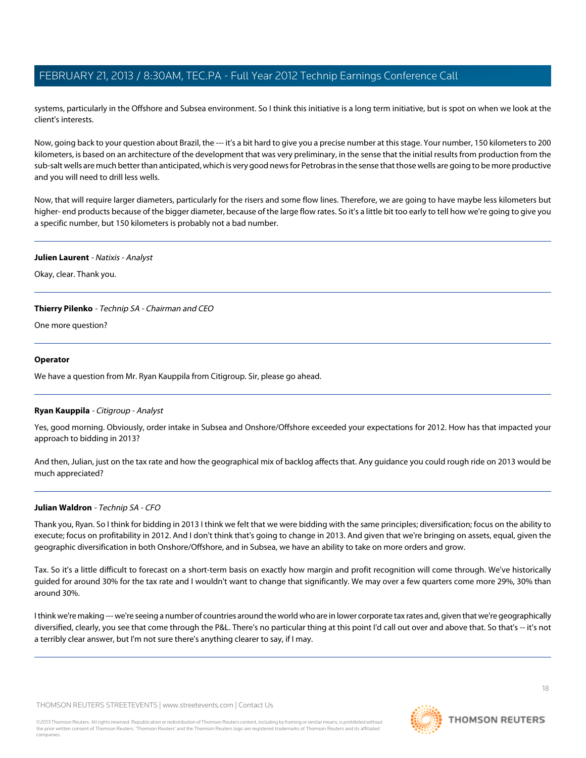systems, particularly in the Offshore and Subsea environment. So I think this initiative is a long term initiative, but is spot on when we look at the client's interests.

Now, going back to your question about Brazil, the --- it's a bit hard to give you a precise number at this stage. Your number, 150 kilometers to 200 kilometers, is based on an architecture of the development that was very preliminary, in the sense that the initial results from production from the sub-salt wells are much better than anticipated, which is very good news for Petrobras in the sense that those wells are going to be more productive and you will need to drill less wells.

Now, that will require larger diameters, particularly for the risers and some flow lines. Therefore, we are going to have maybe less kilometers but higher- end products because of the bigger diameter, because of the large flow rates. So it's a little bit too early to tell how we're going to give you a specific number, but 150 kilometers is probably not a bad number.

---

**Julien Laurent** - *Natixis - Analyst*

Okay, clear. Thank you.

---

**Thierry Pilenko** - *Technip SA - Chairman and CEO*

One more question?

---

**Operator**

We have a question from Mr. Ryan Kauppila from Citigroup. Sir, please go ahead.

---

**Ryan Kauppila** - *Citigroup - Analyst*

Yes, good morning. Obviously, order intake in Subsea and Onshore/Offshore exceeded your expectations for 2012. How has that impacted your approach to bidding in 2013?

And then, Julian, just on the tax rate and how the geographical mix of backlog affects that. Any guidance you could rough ride on 2013 would be much appreciated?

---

**Julian Waldron** - *Technip SA - CFO*

Thank you, Ryan. So I think for bidding in 2013 I think we felt that we were bidding with the same principles; diversification; focus on the ability to execute; focus on profitability in 2012. And I don't think that's going to change in 2013. And given that we're bringing on assets, equal, given the geographic diversification in both Onshore/Offshore, and in Subsea, we have an ability to take on more orders and grow.

Tax. So it's a little difficult to forecast on a short-term basis on exactly how margin and profit recognition will come through. We've historically guided for around 30% for the tax rate and I wouldn't want to change that significantly. We may over a few quarters come more 29%, 30% than around 30%.

I think we're making --- we're seeing a number of countries around the world who are in lower corporate tax rates and, given that we're geographically diversified, clearly, you see that come through the P&L. There's no particular thing at this point I'd call out over and above that. So that's -- it's not a terribly clear answer, but I'm not sure there's anything clearer to say, if I may.

---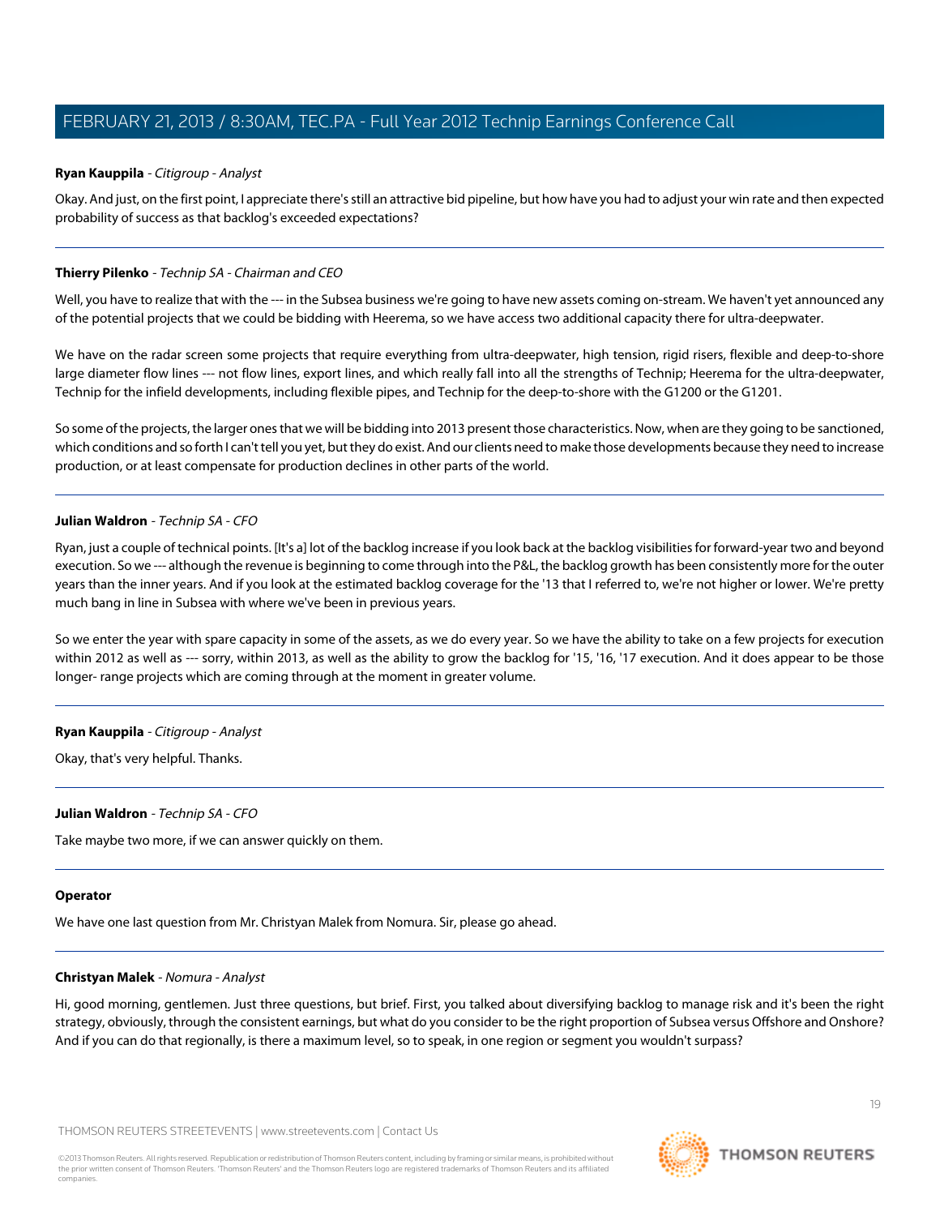**Ryan Kauppila** - *Citigroup - Analyst*

Okay. And just, on the first point, I appreciate there's still an attractive bid pipeline, but how have you had to adjust your win rate and then expected probability of success as that backlog's exceeded expectations?

---

**Thierry Pilenko** - *Technip SA - Chairman and CEO*

Well, you have to realize that with the --- in the Subsea business we're going to have new assets coming on-stream. We haven't yet announced any of the potential projects that we could be bidding with Heerema, so we have access two additional capacity there for ultra-deepwater.

We have on the radar screen some projects that require everything from ultra-deepwater, high tension, rigid risers, flexible and deep-to-shore large diameter flow lines --- not flow lines, export lines, and which really fall into all the strengths of Technip; Heerema for the ultra-deepwater, Technip for the infield developments, including flexible pipes, and Technip for the deep-to-shore with the G1200 or the G1201.

So some of the projects, the larger ones that we will be bidding into 2013 present those characteristics. Now, when are they going to be sanctioned, which conditions and so forth I can't tell you yet, but they do exist. And our clients need to make those developments because they need to increase production, or at least compensate for production declines in other parts of the world.

---

**Julian Waldron** - *Technip SA - CFO*

Ryan, just a couple of technical points. [It's a] lot of the backlog increase if you look back at the backlog visibilities for forward-year two and beyond execution. So we --- although the revenue is beginning to come through into the P&L, the backlog growth has been consistently more for the outer years than the inner years. And if you look at the estimated backlog coverage for the '13 that I referred to, we're not higher or lower. We're pretty much bang in line in Subsea with where we've been in previous years.

So we enter the year with spare capacity in some of the assets, as we do every year. So we have the ability to take on a few projects for execution within 2012 as well as --- sorry, within 2013, as well as the ability to grow the backlog for '15, '16, '17 execution. And it does appear to be those longer- range projects which are coming through at the moment in greater volume.

---

**Ryan Kauppila** - *Citigroup - Analyst*

Okay, that's very helpful. Thanks.

---

**Julian Waldron** - *Technip SA - CFO*

Take maybe two more, if we can answer quickly on them.

---

**Operator**

We have one last question from Mr. Christyan Malek from Nomura. Sir, please go ahead.

---

**Christyan Malek** - *Nomura - Analyst*

Hi, good morning, gentlemen. Just three questions, but brief. First, you talked about diversifying backlog to manage risk and it's been the right strategy, obviously, through the consistent earnings, but what do you consider to be the right proportion of Subsea versus Offshore and Onshore? And if you can do that regionally, is there a maximum level, so to speak, in one region or segment you wouldn't surpass?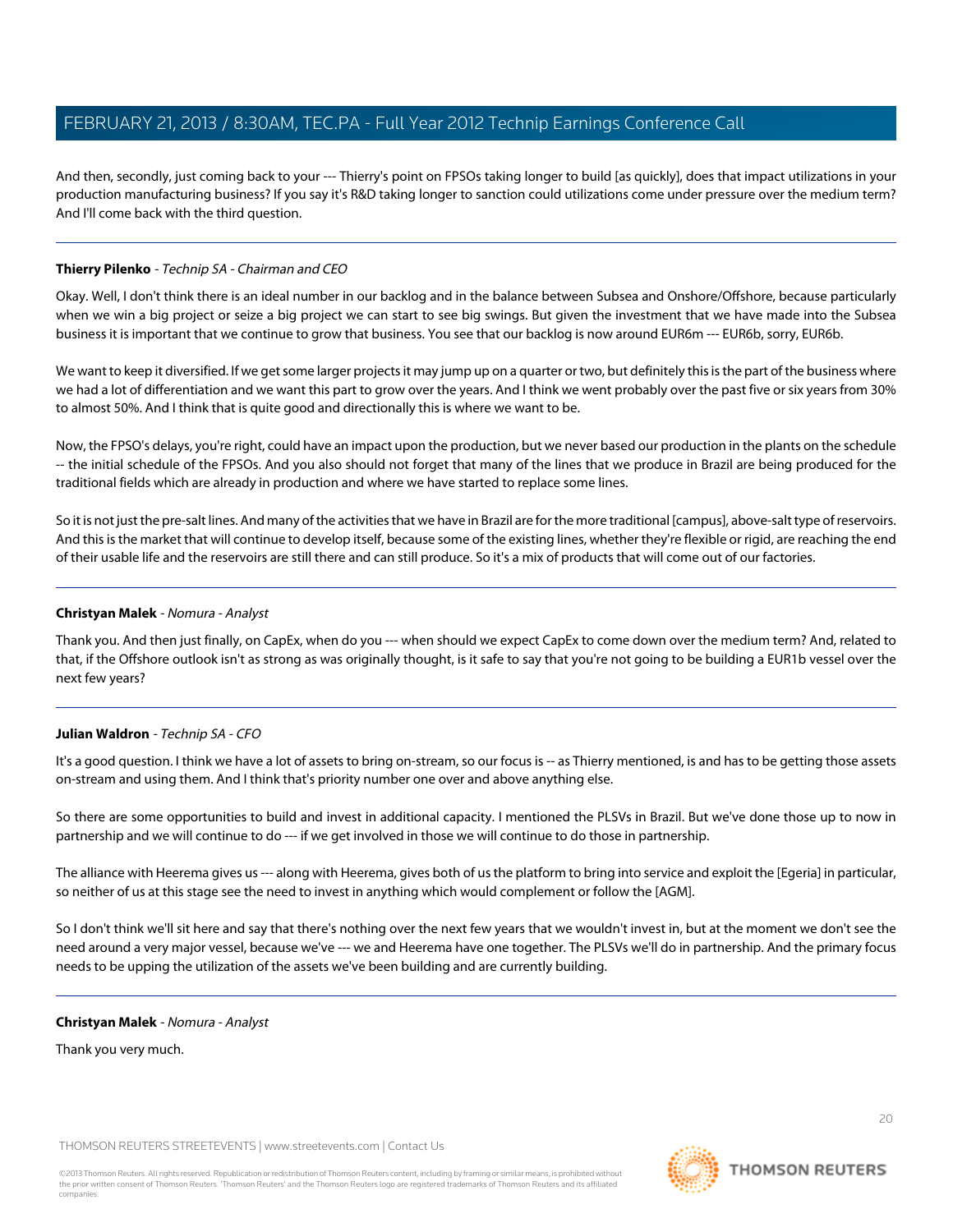And then, secondly, just coming back to your --- Thierry's point on FPSOs taking longer to build [as quickly], does that impact utilizations in your production manufacturing business? If you say it's R&D taking longer to sanction could utilizations come under pressure over the medium term? And I'll come back with the third question.

---

**Thierry Pilenko** - *Technip SA - Chairman and CEO*

Okay. Well, I don't think there is an ideal number in our backlog and in the balance between Subsea and Onshore/Offshore, because particularly when we win a big project or seize a big project we can start to see big swings. But given the investment that we have made into the Subsea business it is important that we continue to grow that business. You see that our backlog is now around EUR6m --- EUR6b, sorry, EUR6b.

We want to keep it diversified. If we get some larger projects it may jump up on a quarter or two, but definitely this is the part of the business where we had a lot of differentiation and we want this part to grow over the years. And I think we went probably over the past five or six years from 30% to almost 50%. And I think that is quite good and directionally this is where we want to be.

Now, the FPSO's delays, you're right, could have an impact upon the production, but we never based our production in the plants on the schedule -- the initial schedule of the FPSOs. And you also should not forget that many of the lines that we produce in Brazil are being produced for the traditional fields which are already in production and where we have started to replace some lines.

So it is not just the pre-salt lines. And many of the activities that we have in Brazil are for the more traditional [campus], above-salt type of reservoirs. And this is the market that will continue to develop itself, because some of the existing lines, whether they're flexible or rigid, are reaching the end of their usable life and the reservoirs are still there and can still produce. So it's a mix of products that will come out of our factories.

---

**Christyan Malek** - *Nomura - Analyst*

Thank you. And then just finally, on CapEx, when do you --- when should we expect CapEx to come down over the medium term? And, related to that, if the Offshore outlook isn't as strong as was originally thought, is it safe to say that you're not going to be building a EUR1b vessel over the next few years?

---

**Julian Waldron** - *Technip SA - CFO*

It's a good question. I think we have a lot of assets to bring on-stream, so our focus is -- as Thierry mentioned, is and has to be getting those assets on-stream and using them. And I think that's priority number one over and above anything else.

So there are some opportunities to build and invest in additional capacity. I mentioned the PLSVs in Brazil. But we've done those up to now in partnership and we will continue to do --- if we get involved in those we will continue to do those in partnership.

The alliance with Heerema gives us --- along with Heerema, gives both of us the platform to bring into service and exploit the [Egeria] in particular, so neither of us at this stage see the need to invest in anything which would complement or follow the [AGM].

So I don't think we'll sit here and say that there's nothing over the next few years that we wouldn't invest in, but at the moment we don't see the need around a very major vessel, because we've --- we and Heerema have one together. The PLSVs we'll do in partnership. And the primary focus needs to be upping the utilization of the assets we've been building and are currently building.

---

**Christyan Malek** - *Nomura - Analyst*

Thank you very much.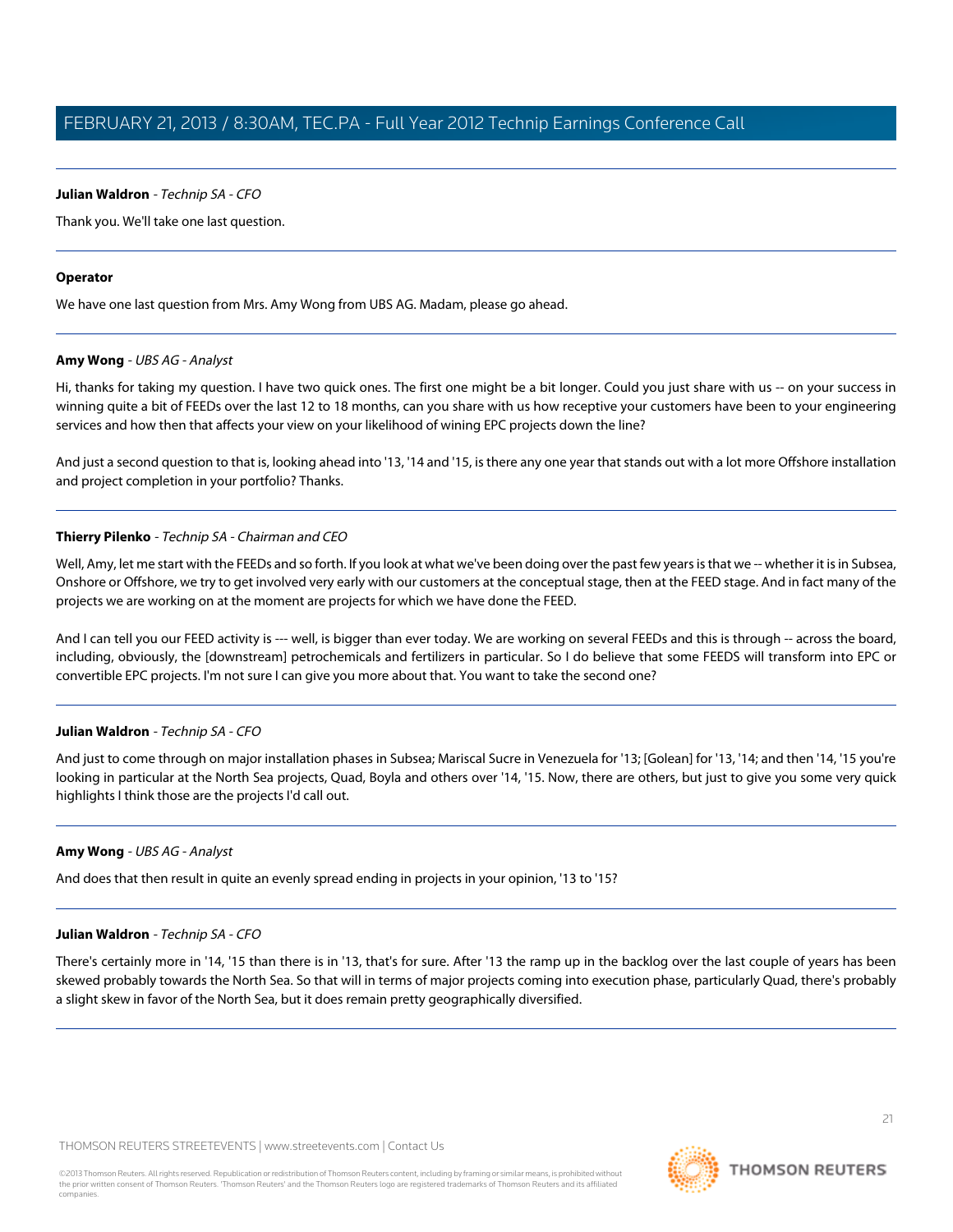**Julian Waldron** - *Technip SA - CFO*

Thank you. We'll take one last question.

---

**Operator**

We have one last question from Mrs. Amy Wong from UBS AG. Madam, please go ahead.

---

**Amy Wong** - *UBS AG - Analyst*

Hi, thanks for taking my question. I have two quick ones. The first one might be a bit longer. Could you just share with us -- on your success in winning quite a bit of FEEDs over the last 12 to 18 months, can you share with us how receptive your customers have been to your engineering services and how then that affects your view on your likelihood of wining EPC projects down the line?

And just a second question to that is, looking ahead into '13, '14 and '15, is there any one year that stands out with a lot more Offshore installation and project completion in your portfolio? Thanks.

---

**Thierry Pilenko** - *Technip SA - Chairman and CEO*

Well, Amy, let me start with the FEEDs and so forth. If you look at what we've been doing over the past few years is that we -- whether it is in Subsea, Onshore or Offshore, we try to get involved very early with our customers at the conceptual stage, then at the FEED stage. And in fact many of the projects we are working on at the moment are projects for which we have done the FEED.

And I can tell you our FEED activity is --- well, is bigger than ever today. We are working on several FEEDs and this is through -- across the board, including, obviously, the [downstream] petrochemicals and fertilizers in particular. So I do believe that some FEEDS will transform into EPC or convertible EPC projects. I'm not sure I can give you more about that. You want to take the second one?

---

**Julian Waldron** - *Technip SA - CFO*

And just to come through on major installation phases in Subsea; Mariscal Sucre in Venezuela for '13; [Golean] for '13, '14; and then '14, '15 you're looking in particular at the North Sea projects, Quad, Boyla and others over '14, '15. Now, there are others, but just to give you some very quick highlights I think those are the projects I'd call out.

---

**Amy Wong** - *UBS AG - Analyst*

And does that then result in quite an evenly spread ending in projects in your opinion, '13 to '15?

---

**Julian Waldron** - *Technip SA - CFO*

There's certainly more in '14, '15 than there is in '13, that's for sure. After '13 the ramp up in the backlog over the last couple of years has been skewed probably towards the North Sea. So that will in terms of major projects coming into execution phase, particularly Quad, there's probably a slight skew in favor of the North Sea, but it does remain pretty geographically diversified.

---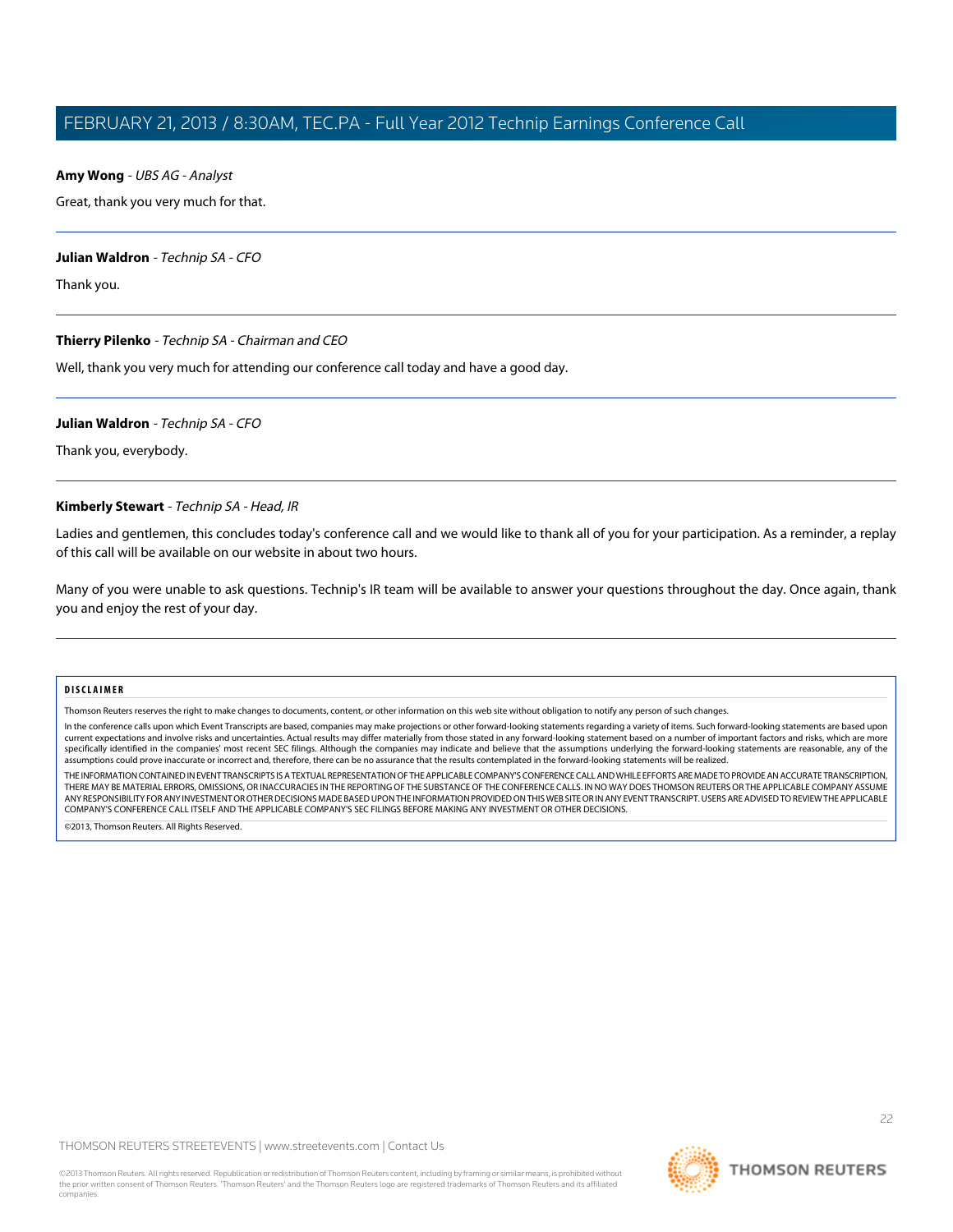**Amy Wong** - *UBS AG - Analyst*

Great, thank you very much for that.

---

**Julian Waldron** - *Technip SA - CFO*

Thank you.

---

**Thierry Pilenko** - *Technip SA - Chairman and CEO*

Well, thank you very much for attending our conference call today and have a good day.

---

**Julian Waldron** - *Technip SA - CFO*

Thank you, everybody.

---

**Kimberly Stewart** - *Technip SA - Head, IR*

Ladies and gentlemen, this concludes today's conference call and we would like to thank all of you for your participation. As a reminder, a replay of this call will be available on our website in about two hours.

Many of you were unable to ask questions. Technip's IR team will be available to answer your questions throughout the day. Once again, thank you and enjoy the rest of your day.

---

**DISCLAIMER**

Thomson Reuters reserves the right to make changes to documents, content, or other information on this web site without obligation to notify any person of such changes.

In the conference calls upon which Event Transcripts are based, companies may make projections or other forward-looking statements regarding a variety of items. Such forward-looking statements are based upon current expectations and involve risks and uncertainties. Actual results may differ materially from those stated in any forward-looking statement based on a number of important factors and risks, which are more specifically identified in the companies' most recent SEC filings. Although the companies may indicate and believe that the assumptions underlying the forward-looking statements are reasonable, any of the assumptions could prove inaccurate or incorrect and, therefore, there can be no assurance that the results contemplated in the forward-looking statements will be realized.

THE INFORMATION CONTAINED IN EVENT TRANSCRIPTS IS A TEXTUAL REPRESENTATION OF THE APPLICABLE COMPANY'S CONFERENCE CALL AND WHILE EFFORTS ARE MADE TO PROVIDE AN ACCURATE TRANSCRIPTION, THERE MAY BE MATERIAL ERRORS, OMISSIONS, OR INACCURACIES IN THE REPORTING OF THE SUBSTANCE OF THE CONFERENCE CALLS. IN NO WAY DOES THOMSON REUTERS OR THE APPLICABLE COMPANY ASSUME ANY RESPONSIBILITY FOR ANY INVESTMENT OR OTHER DECISIONS MADE BASED UPON THE INFORMATION PROVIDED ON THIS WEB SITE OR IN ANY EVENT TRANSCRIPT. USERS ARE ADVISED TO REVIEW THE APPLICABLE COMPANY'S CONFERENCE CALL ITSELF AND THE APPLICABLE COMPANY'S SEC FILINGS BEFORE MAKING ANY INVESTMENT OR OTHER DECISIONS.

©2013, Thomson Reuters. All Rights Reserved.